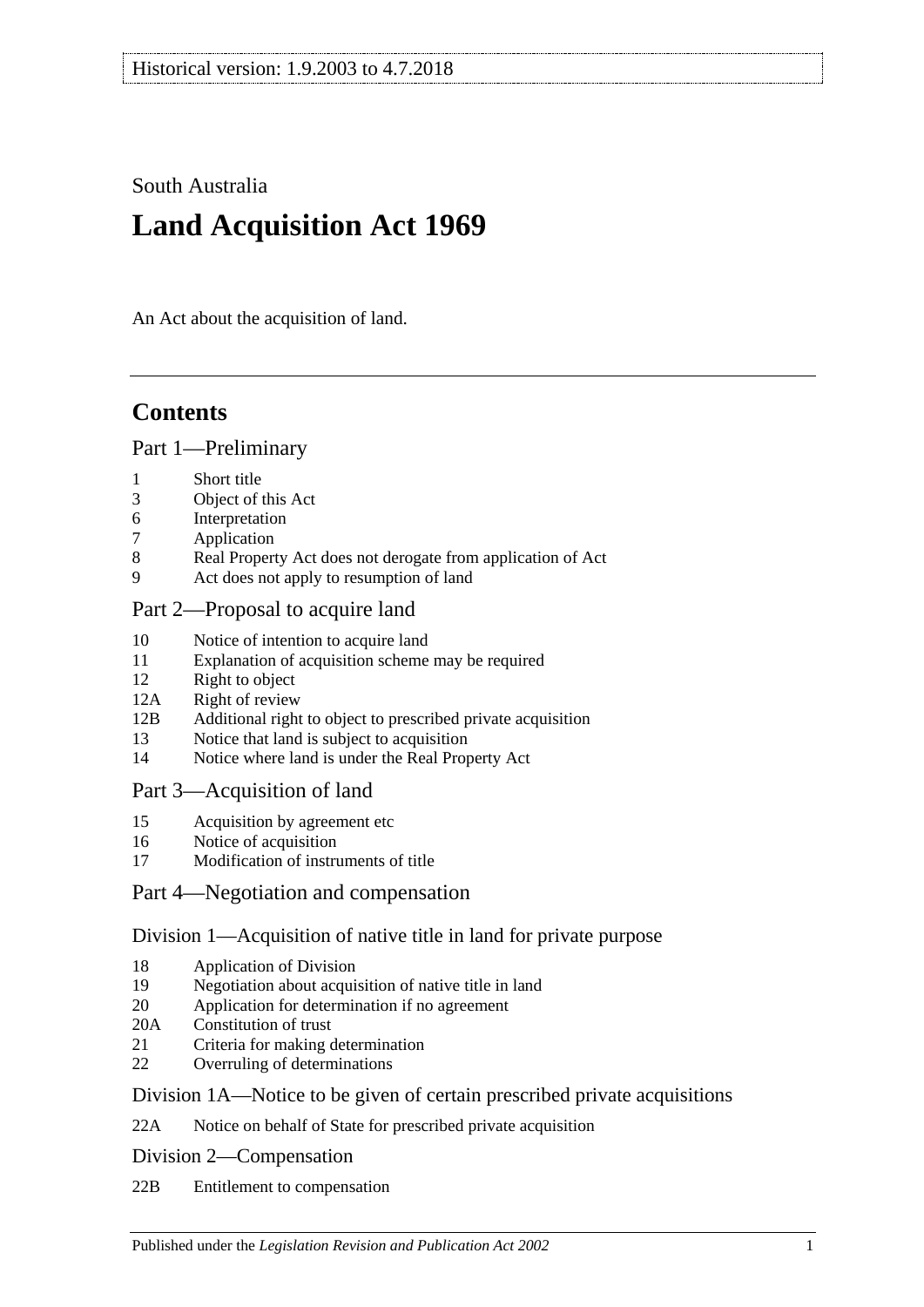Historical version: 1.9.2003 to 4.7.2018

South Australia

# Land Acquisition Act 1969

An Act about the acquisition of land.

## Contents

### Part 1—Preliminary

- 1 Short title
- 3 Object of this Act
- 6 Interpretation
- 7 Application
- 8 Real Property Act does not derogate from application of Act
- 9 Act does not apply to resumption of land

### Part 2—Proposal to acquire land

- 10 Notice of intention to acquire land
- 11 Explanation of acquisition scheme may be required
- 12 Right to object
- 12A Right of review
- 12B Additional right to object to prescribed private acquisition
- 13 Notice that land is subject to acquisition
- 14 Notice where land is under the Real Property Act

### Part 3—Acquisition of land

- 15 Acquisition by agreement etc
- 16 Notice of acquisition
- 17 Modification of instruments of title

### Part 4—Negotiation and compensation

#### Division 1—Acquisition of native title in land for private purpose

- 18 Application of Division
- 19 Negotiation about acquisition of native title in land
- 20 Application for determination if no agreement
- 20A Constitution of trust
- 21 Criteria for making determination
- 22 Overruling of determinations

#### Division 1A—Notice to be given of certain prescribed private acquisitions

- 22A Notice on behalf of State for prescribed private acquisition

#### Division 2—Compensation

- 22B Entitlement to compensation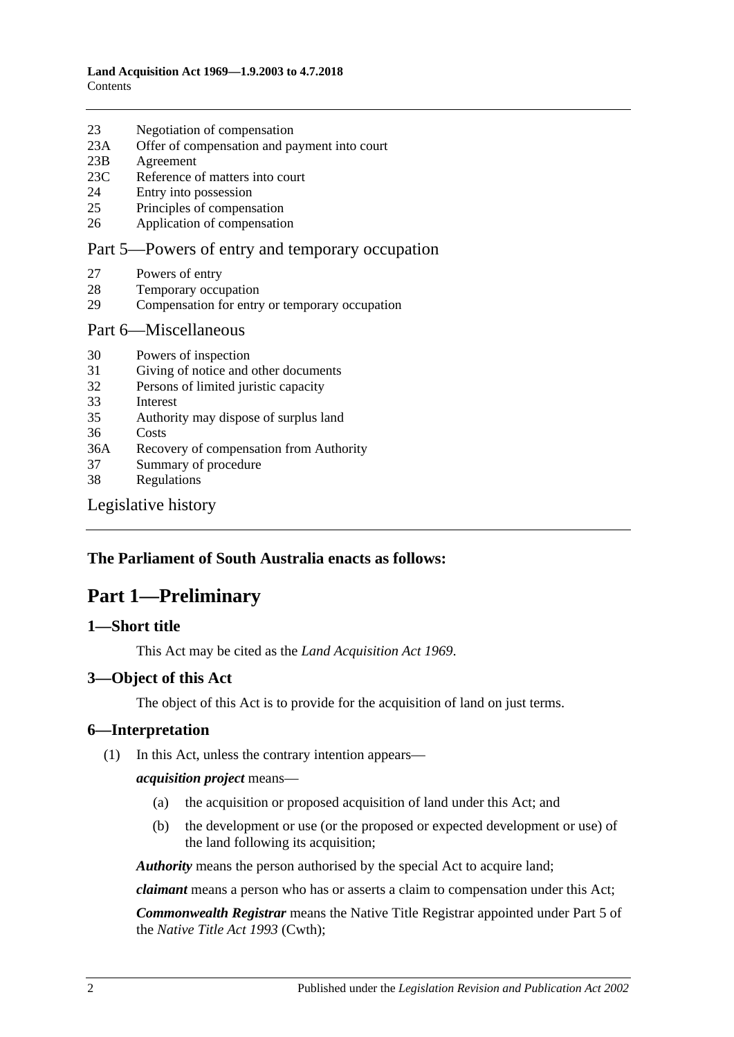23 Negotiation of compensation
23A Offer of compensation and payment into court
23B Agreement
23C Reference of matters into court
24 Entry into possession
25 Principles of compensation
26 Application of compensation

Part 5—Powers of entry and temporary occupation

27 Powers of entry
28 Temporary occupation
29 Compensation for entry or temporary occupation

Part 6—Miscellaneous

30 Powers of inspection
31 Giving of notice and other documents
32 Persons of limited juristic capacity
33 Interest
35 Authority may dispose of surplus land
36 Costs
36A Recovery of compensation from Authority
37 Summary of procedure
38 Regulations

Legislative history

**The Parliament of South Australia enacts as follows:**

# Part 1—Preliminary

## 1—Short title

This Act may be cited as the *Land Acquisition Act 1969*.

## 3—Object of this Act

The object of this Act is to provide for the acquisition of land on just terms.

## 6—Interpretation

(1) In this Act, unless the contrary intention appears—

***acquisition project*** means—

(a) the acquisition or proposed acquisition of land under this Act; and

(b) the development or use (or the proposed or expected development or use) of the land following its acquisition;

***Authority*** means the person authorised by the special Act to acquire land;

***claimant*** means a person who has or asserts a claim to compensation under this Act;

***Commonwealth Registrar*** means the Native Title Registrar appointed under Part 5 of the *Native Title Act 1993* (Cwth);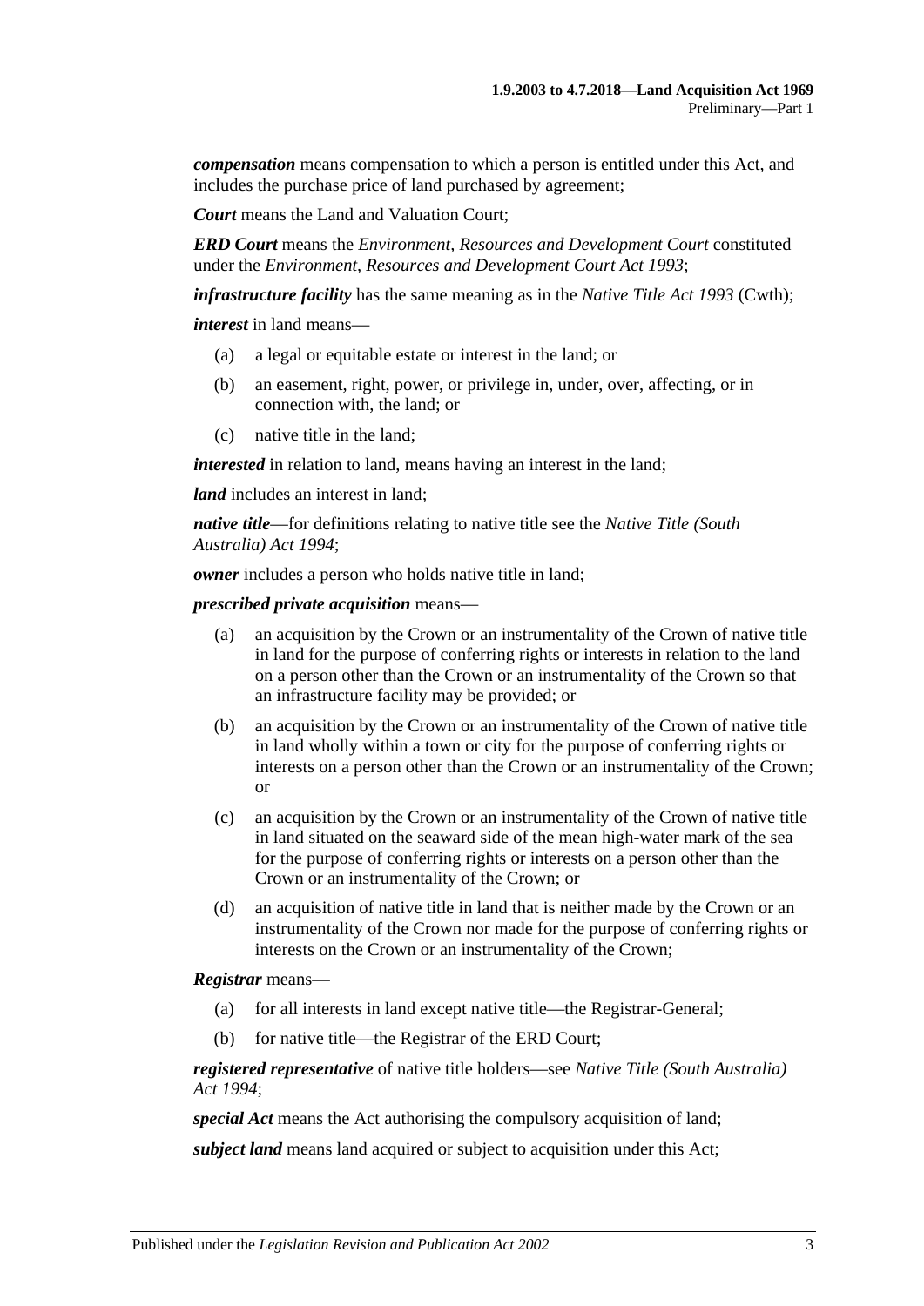***compensation*** means compensation to which a person is entitled under this Act, and includes the purchase price of land purchased by agreement;

***Court*** means the Land and Valuation Court;

***ERD Court*** means the *Environment, Resources and Development Court* constituted under the *Environment, Resources and Development Court Act 1993*;

***infrastructure facility*** has the same meaning as in the *Native Title Act 1993* (Cwth);

***interest*** in land means—

- (a) a legal or equitable estate or interest in the land; or
- (b) an easement, right, power, or privilege in, under, over, affecting, or in connection with, the land; or
- (c) native title in the land;

***interested*** in relation to land, means having an interest in the land;

***land*** includes an interest in land;

***native title***—for definitions relating to native title see the *Native Title (South Australia) Act 1994*;

***owner*** includes a person who holds native title in land;

***prescribed private acquisition*** means—

- (a) an acquisition by the Crown or an instrumentality of the Crown of native title in land for the purpose of conferring rights or interests in relation to the land on a person other than the Crown or an instrumentality of the Crown so that an infrastructure facility may be provided; or
- (b) an acquisition by the Crown or an instrumentality of the Crown of native title in land wholly within a town or city for the purpose of conferring rights or interests on a person other than the Crown or an instrumentality of the Crown; or
- (c) an acquisition by the Crown or an instrumentality of the Crown of native title in land situated on the seaward side of the mean high-water mark of the sea for the purpose of conferring rights or interests on a person other than the Crown or an instrumentality of the Crown; or
- (d) an acquisition of native title in land that is neither made by the Crown or an instrumentality of the Crown nor made for the purpose of conferring rights or interests on the Crown or an instrumentality of the Crown;

***Registrar*** means—

- (a) for all interests in land except native title—the Registrar-General;
- (b) for native title—the Registrar of the ERD Court;

***registered representative*** of native title holders—see *Native Title (South Australia) Act 1994*;

***special Act*** means the Act authorising the compulsory acquisition of land;

***subject land*** means land acquired or subject to acquisition under this Act;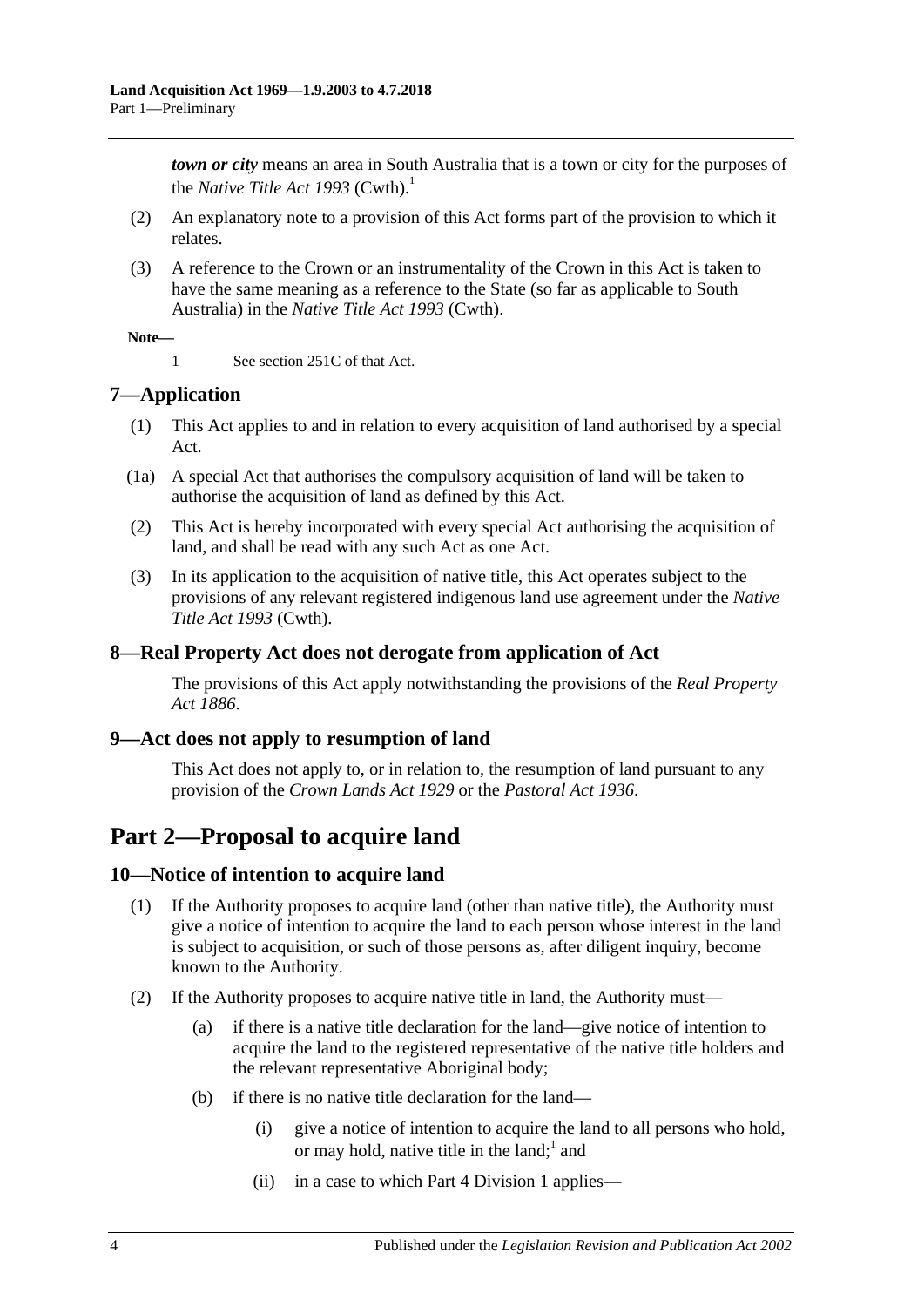***town or city*** means an area in South Australia that is a town or city for the purposes of the *Native Title Act 1993* (Cwth).[1]

(2) An explanatory note to a provision of this Act forms part of the provision to which it relates.

(3) A reference to the Crown or an instrumentality of the Crown in this Act is taken to have the same meaning as a reference to the State (so far as applicable to South Australia) in the *Native Title Act 1993* (Cwth).

**Note—**

1 See section 251C of that Act.

## 7—Application

(1) This Act applies to and in relation to every acquisition of land authorised by a special Act.

(1a) A special Act that authorises the compulsory acquisition of land will be taken to authorise the acquisition of land as defined by this Act.

(2) This Act is hereby incorporated with every special Act authorising the acquisition of land, and shall be read with any such Act as one Act.

(3) In its application to the acquisition of native title, this Act operates subject to the provisions of any relevant registered indigenous land use agreement under the *Native Title Act 1993* (Cwth).

## 8—Real Property Act does not derogate from application of Act

The provisions of this Act apply notwithstanding the provisions of the *Real Property Act 1886*.

## 9—Act does not apply to resumption of land

This Act does not apply to, or in relation to, the resumption of land pursuant to any provision of the *Crown Lands Act 1929* or the *Pastoral Act 1936*.

# Part 2—Proposal to acquire land

## 10—Notice of intention to acquire land

(1) If the Authority proposes to acquire land (other than native title), the Authority must give a notice of intention to acquire the land to each person whose interest in the land is subject to acquisition, or such of those persons as, after diligent inquiry, become known to the Authority.

(2) If the Authority proposes to acquire native title in land, the Authority must—

(a) if there is a native title declaration for the land—give notice of intention to acquire the land to the registered representative of the native title holders and the relevant representative Aboriginal body;

(b) if there is no native title declaration for the land—

(i) give a notice of intention to acquire the land to all persons who hold, or may hold, native title in the land;[1] and

(ii) in a case to which Part 4 Division 1 applies—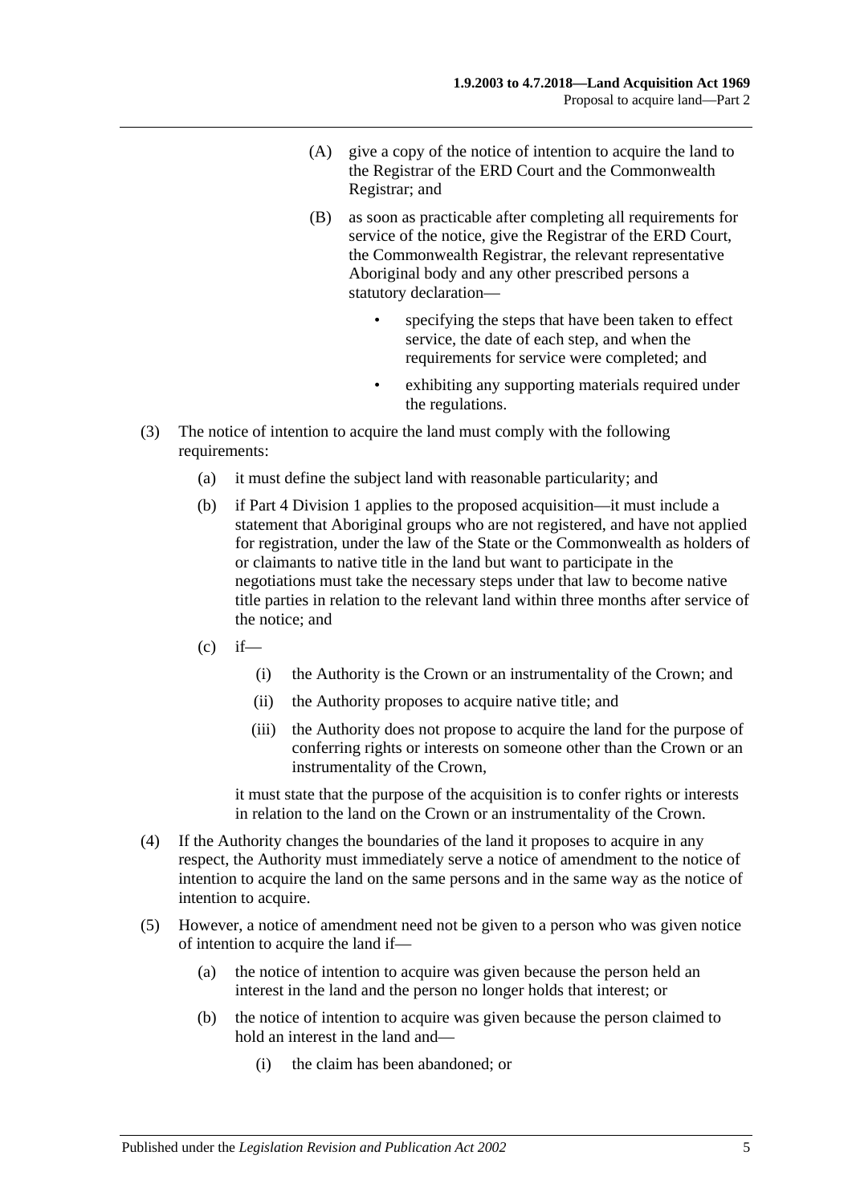(A) give a copy of the notice of intention to acquire the land to the Registrar of the ERD Court and the Commonwealth Registrar; and

(B) as soon as practicable after completing all requirements for service of the notice, give the Registrar of the ERD Court, the Commonwealth Registrar, the relevant representative Aboriginal body and any other prescribed persons a statutory declaration—

- specifying the steps that have been taken to effect service, the date of each step, and when the requirements for service were completed; and
- exhibiting any supporting materials required under the regulations.

(3) The notice of intention to acquire the land must comply with the following requirements:

(a) it must define the subject land with reasonable particularity; and

(b) if Part 4 Division 1 applies to the proposed acquisition—it must include a statement that Aboriginal groups who are not registered, and have not applied for registration, under the law of the State or the Commonwealth as holders of or claimants to native title in the land but want to participate in the negotiations must take the necessary steps under that law to become native title parties in relation to the relevant land within three months after service of the notice; and

(c) if—

(i) the Authority is the Crown or an instrumentality of the Crown; and

(ii) the Authority proposes to acquire native title; and

(iii) the Authority does not propose to acquire the land for the purpose of conferring rights or interests on someone other than the Crown or an instrumentality of the Crown,

it must state that the purpose of the acquisition is to confer rights or interests in relation to the land on the Crown or an instrumentality of the Crown.

(4) If the Authority changes the boundaries of the land it proposes to acquire in any respect, the Authority must immediately serve a notice of amendment to the notice of intention to acquire the land on the same persons and in the same way as the notice of intention to acquire.

(5) However, a notice of amendment need not be given to a person who was given notice of intention to acquire the land if—

(a) the notice of intention to acquire was given because the person held an interest in the land and the person no longer holds that interest; or

(b) the notice of intention to acquire was given because the person claimed to hold an interest in the land and—

(i) the claim has been abandoned; or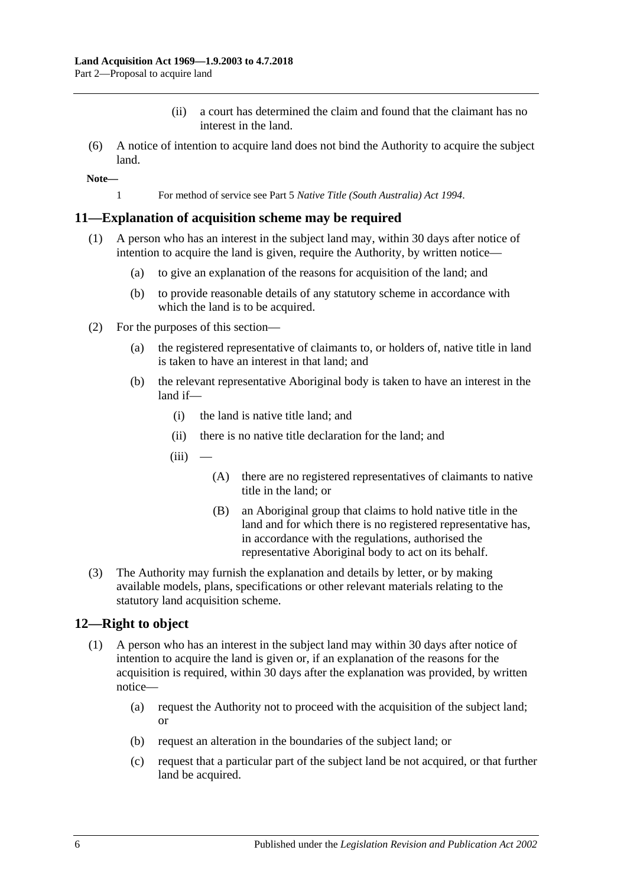(ii) a court has determined the claim and found that the claimant has no interest in the land.

(6) A notice of intention to acquire land does not bind the Authority to acquire the subject land.

**Note—**

1 For method of service see Part 5 *Native Title (South Australia) Act 1994*.

## 11—Explanation of acquisition scheme may be required

(1) A person who has an interest in the subject land may, within 30 days after notice of intention to acquire the land is given, require the Authority, by written notice—

(a) to give an explanation of the reasons for acquisition of the land; and

(b) to provide reasonable details of any statutory scheme in accordance with which the land is to be acquired.

(2) For the purposes of this section—

(a) the registered representative of claimants to, or holders of, native title in land is taken to have an interest in that land; and

(b) the relevant representative Aboriginal body is taken to have an interest in the land if—

(i) the land is native title land; and

(ii) there is no native title declaration for the land; and

(iii) —

(A) there are no registered representatives of claimants to native title in the land; or

(B) an Aboriginal group that claims to hold native title in the land and for which there is no registered representative has, in accordance with the regulations, authorised the representative Aboriginal body to act on its behalf.

(3) The Authority may furnish the explanation and details by letter, or by making available models, plans, specifications or other relevant materials relating to the statutory land acquisition scheme.

## 12—Right to object

(1) A person who has an interest in the subject land may within 30 days after notice of intention to acquire the land is given or, if an explanation of the reasons for the acquisition is required, within 30 days after the explanation was provided, by written notice—

(a) request the Authority not to proceed with the acquisition of the subject land; or

(b) request an alteration in the boundaries of the subject land; or

(c) request that a particular part of the subject land be not acquired, or that further land be acquired.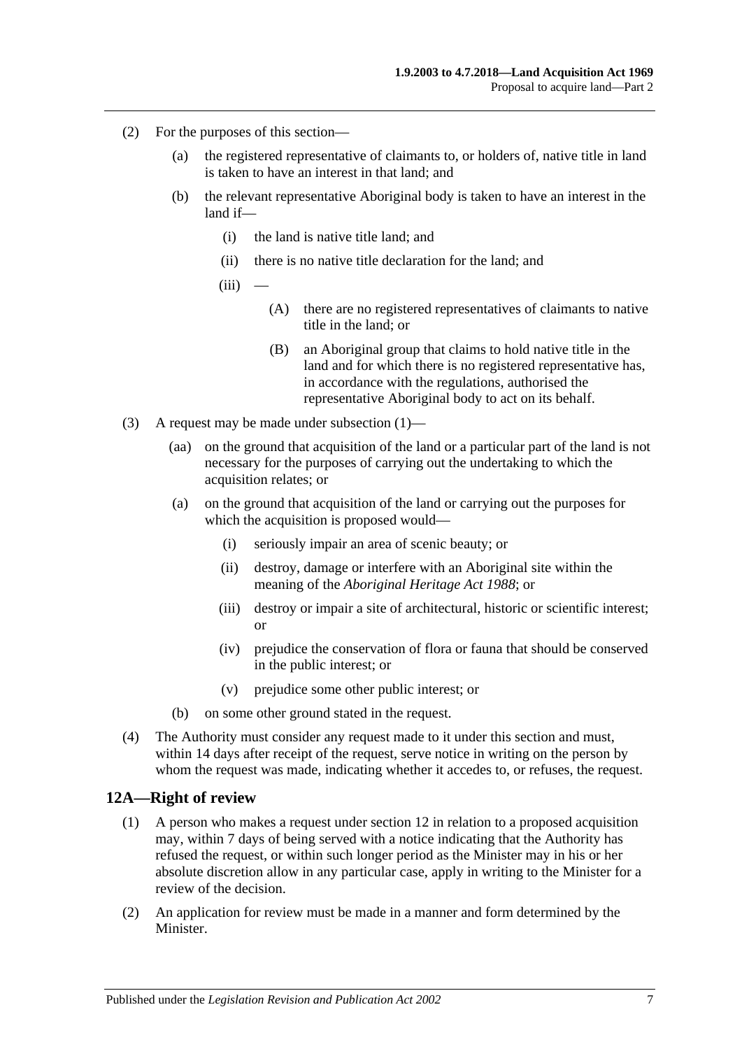(2) For the purposes of this section—

(a) the registered representative of claimants to, or holders of, native title in land is taken to have an interest in that land; and

(b) the relevant representative Aboriginal body is taken to have an interest in the land if—

(i) the land is native title land; and

(ii) there is no native title declaration for the land; and

(iii) —

(A) there are no registered representatives of claimants to native title in the land; or

(B) an Aboriginal group that claims to hold native title in the land and for which there is no registered representative has, in accordance with the regulations, authorised the representative Aboriginal body to act on its behalf.

(3) A request may be made under subsection (1)—

(aa) on the ground that acquisition of the land or a particular part of the land is not necessary for the purposes of carrying out the undertaking to which the acquisition relates; or

(a) on the ground that acquisition of the land or carrying out the purposes for which the acquisition is proposed would—

(i) seriously impair an area of scenic beauty; or

(ii) destroy, damage or interfere with an Aboriginal site within the meaning of the *Aboriginal Heritage Act 1988*; or

(iii) destroy or impair a site of architectural, historic or scientific interest; or

(iv) prejudice the conservation of flora or fauna that should be conserved in the public interest; or

(v) prejudice some other public interest; or

(b) on some other ground stated in the request.

(4) The Authority must consider any request made to it under this section and must, within 14 days after receipt of the request, serve notice in writing on the person by whom the request was made, indicating whether it accedes to, or refuses, the request.

## 12A—Right of review

(1) A person who makes a request under section 12 in relation to a proposed acquisition may, within 7 days of being served with a notice indicating that the Authority has refused the request, or within such longer period as the Minister may in his or her absolute discretion allow in any particular case, apply in writing to the Minister for a review of the decision.

(2) An application for review must be made in a manner and form determined by the Minister.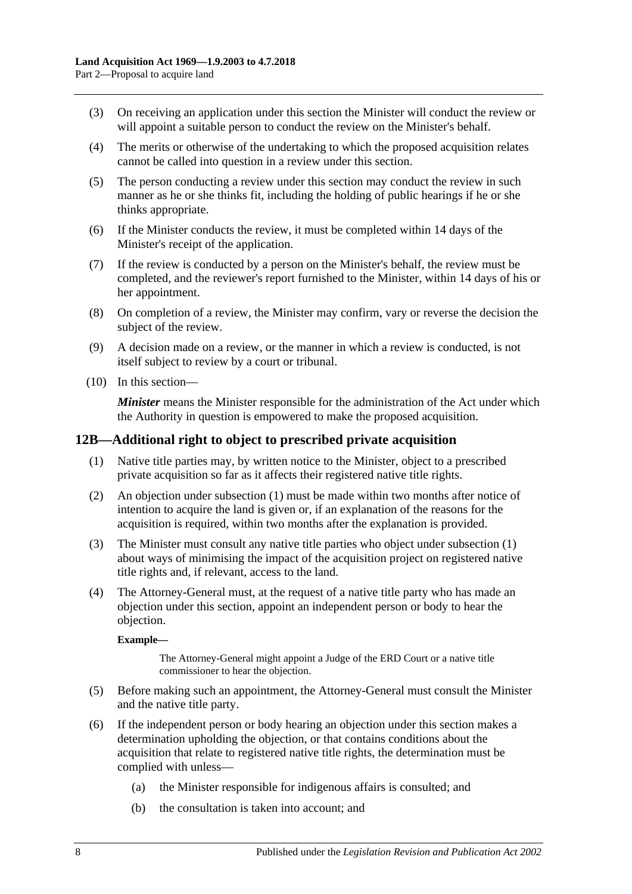(3) On receiving an application under this section the Minister will conduct the review or will appoint a suitable person to conduct the review on the Minister's behalf.

(4) The merits or otherwise of the undertaking to which the proposed acquisition relates cannot be called into question in a review under this section.

(5) The person conducting a review under this section may conduct the review in such manner as he or she thinks fit, including the holding of public hearings if he or she thinks appropriate.

(6) If the Minister conducts the review, it must be completed within 14 days of the Minister's receipt of the application.

(7) If the review is conducted by a person on the Minister's behalf, the review must be completed, and the reviewer's report furnished to the Minister, within 14 days of his or her appointment.

(8) On completion of a review, the Minister may confirm, vary or reverse the decision the subject of the review.

(9) A decision made on a review, or the manner in which a review is conducted, is not itself subject to review by a court or tribunal.

(10) In this section—

***Minister*** means the Minister responsible for the administration of the Act under which the Authority in question is empowered to make the proposed acquisition.

## 12B—Additional right to object to prescribed private acquisition

(1) Native title parties may, by written notice to the Minister, object to a prescribed private acquisition so far as it affects their registered native title rights.

(2) An objection under subsection (1) must be made within two months after notice of intention to acquire the land is given or, if an explanation of the reasons for the acquisition is required, within two months after the explanation is provided.

(3) The Minister must consult any native title parties who object under subsection (1) about ways of minimising the impact of the acquisition project on registered native title rights and, if relevant, access to the land.

(4) The Attorney-General must, at the request of a native title party who has made an objection under this section, appoint an independent person or body to hear the objection.

**Example—**

The Attorney-General might appoint a Judge of the ERD Court or a native title commissioner to hear the objection.

(5) Before making such an appointment, the Attorney-General must consult the Minister and the native title party.

(6) If the independent person or body hearing an objection under this section makes a determination upholding the objection, or that contains conditions about the acquisition that relate to registered native title rights, the determination must be complied with unless—

(a) the Minister responsible for indigenous affairs is consulted; and

(b) the consultation is taken into account; and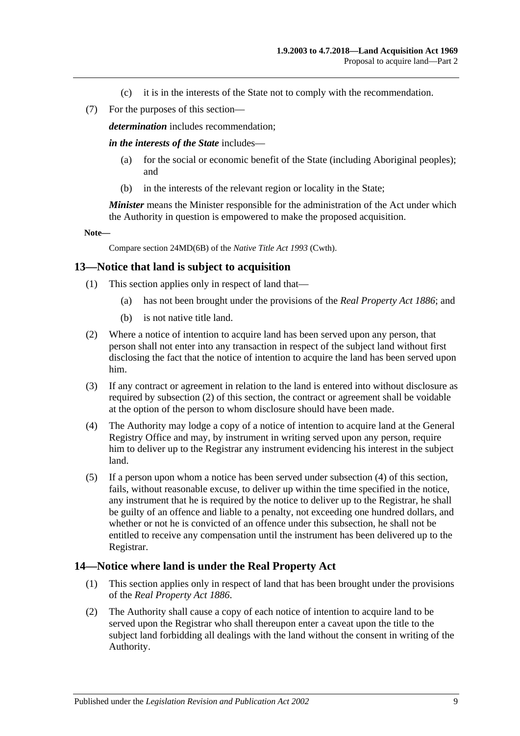(c) it is in the interests of the State not to comply with the recommendation.

(7) For the purposes of this section—

*determination* includes recommendation;

*in the interests of the State* includes—

(a) for the social or economic benefit of the State (including Aboriginal peoples); and

(b) in the interests of the relevant region or locality in the State;

*Minister* means the Minister responsible for the administration of the Act under which the Authority in question is empowered to make the proposed acquisition.

**Note—**

Compare section 24MD(6B) of the *Native Title Act 1993* (Cwth).

## 13—Notice that land is subject to acquisition

(1) This section applies only in respect of land that—

(a) has not been brought under the provisions of the *Real Property Act 1886*; and

(b) is not native title land.

(2) Where a notice of intention to acquire land has been served upon any person, that person shall not enter into any transaction in respect of the subject land without first disclosing the fact that the notice of intention to acquire the land has been served upon him.

(3) If any contract or agreement in relation to the land is entered into without disclosure as required by subsection (2) of this section, the contract or agreement shall be voidable at the option of the person to whom disclosure should have been made.

(4) The Authority may lodge a copy of a notice of intention to acquire land at the General Registry Office and may, by instrument in writing served upon any person, require him to deliver up to the Registrar any instrument evidencing his interest in the subject land.

(5) If a person upon whom a notice has been served under subsection (4) of this section, fails, without reasonable excuse, to deliver up within the time specified in the notice, any instrument that he is required by the notice to deliver up to the Registrar, he shall be guilty of an offence and liable to a penalty, not exceeding one hundred dollars, and whether or not he is convicted of an offence under this subsection, he shall not be entitled to receive any compensation until the instrument has been delivered up to the Registrar.

## 14—Notice where land is under the Real Property Act

(1) This section applies only in respect of land that has been brought under the provisions of the *Real Property Act 1886*.

(2) The Authority shall cause a copy of each notice of intention to acquire land to be served upon the Registrar who shall thereupon enter a caveat upon the title to the subject land forbidding all dealings with the land without the consent in writing of the Authority.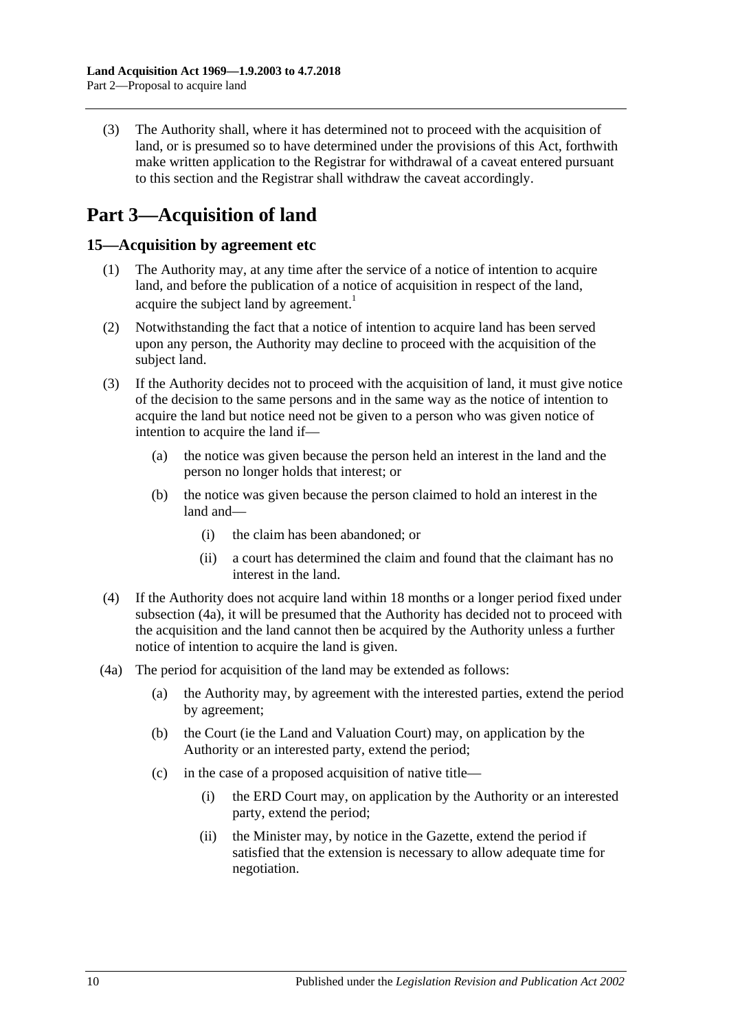(3) The Authority shall, where it has determined not to proceed with the acquisition of land, or is presumed so to have determined under the provisions of this Act, forthwith make written application to the Registrar for withdrawal of a caveat entered pursuant to this section and the Registrar shall withdraw the caveat accordingly.

# Part 3—Acquisition of land

## 15—Acquisition by agreement etc

(1) The Authority may, at any time after the service of a notice of intention to acquire land, and before the publication of a notice of acquisition in respect of the land, acquire the subject land by agreement.[1]

(2) Notwithstanding the fact that a notice of intention to acquire land has been served upon any person, the Authority may decline to proceed with the acquisition of the subject land.

(3) If the Authority decides not to proceed with the acquisition of land, it must give notice of the decision to the same persons and in the same way as the notice of intention to acquire the land but notice need not be given to a person who was given notice of intention to acquire the land if—

(a) the notice was given because the person held an interest in the land and the person no longer holds that interest; or

(b) the notice was given because the person claimed to hold an interest in the land and—

(i) the claim has been abandoned; or

(ii) a court has determined the claim and found that the claimant has no interest in the land.

(4) If the Authority does not acquire land within 18 months or a longer period fixed under subsection (4a), it will be presumed that the Authority has decided not to proceed with the acquisition and the land cannot then be acquired by the Authority unless a further notice of intention to acquire the land is given.

(4a) The period for acquisition of the land may be extended as follows:

(a) the Authority may, by agreement with the interested parties, extend the period by agreement;

(b) the Court (ie the Land and Valuation Court) may, on application by the Authority or an interested party, extend the period;

(c) in the case of a proposed acquisition of native title—

(i) the ERD Court may, on application by the Authority or an interested party, extend the period;

(ii) the Minister may, by notice in the Gazette, extend the period if satisfied that the extension is necessary to allow adequate time for negotiation.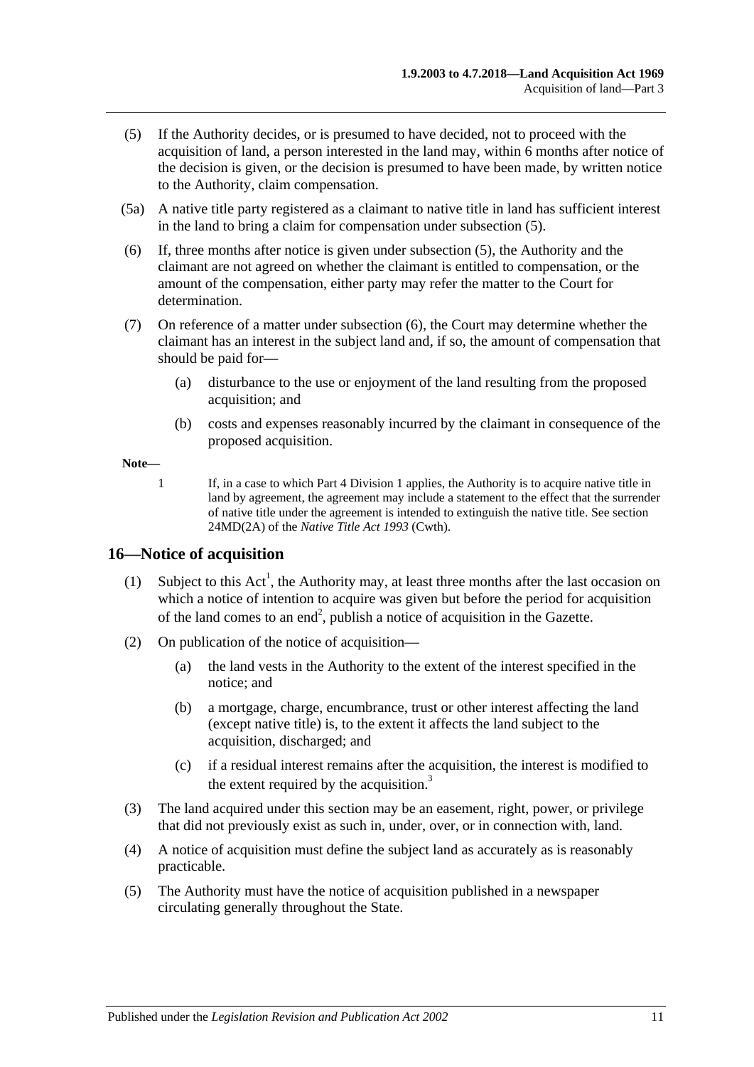(5) If the Authority decides, or is presumed to have decided, not to proceed with the acquisition of land, a person interested in the land may, within 6 months after notice of the decision is given, or the decision is presumed to have been made, by written notice to the Authority, claim compensation.

(5a) A native title party registered as a claimant to native title in land has sufficient interest in the land to bring a claim for compensation under subsection (5).

(6) If, three months after notice is given under subsection (5), the Authority and the claimant are not agreed on whether the claimant is entitled to compensation, or the amount of the compensation, either party may refer the matter to the Court for determination.

(7) On reference of a matter under subsection (6), the Court may determine whether the claimant has an interest in the subject land and, if so, the amount of compensation that should be paid for—

(a) disturbance to the use or enjoyment of the land resulting from the proposed acquisition; and

(b) costs and expenses reasonably incurred by the claimant in consequence of the proposed acquisition.

**Note—**

1 If, in a case to which Part 4 Division 1 applies, the Authority is to acquire native title in land by agreement, the agreement may include a statement to the effect that the surrender of native title under the agreement is intended to extinguish the native title. See section 24MD(2A) of the *Native Title Act 1993* (Cwth).

## 16—Notice of acquisition

(1) Subject to this Act[1], the Authority may, at least three months after the last occasion on which a notice of intention to acquire was given but before the period for acquisition of the land comes to an end[2], publish a notice of acquisition in the Gazette.

(2) On publication of the notice of acquisition—

(a) the land vests in the Authority to the extent of the interest specified in the notice; and

(b) a mortgage, charge, encumbrance, trust or other interest affecting the land (except native title) is, to the extent it affects the land subject to the acquisition, discharged; and

(c) if a residual interest remains after the acquisition, the interest is modified to the extent required by the acquisition.[3]

(3) The land acquired under this section may be an easement, right, power, or privilege that did not previously exist as such in, under, over, or in connection with, land.

(4) A notice of acquisition must define the subject land as accurately as is reasonably practicable.

(5) The Authority must have the notice of acquisition published in a newspaper circulating generally throughout the State.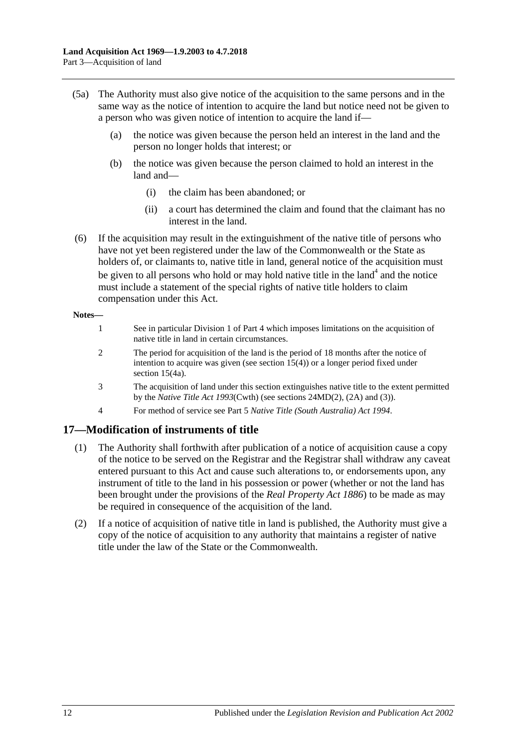(5a) The Authority must also give notice of the acquisition to the same persons and in the same way as the notice of intention to acquire the land but notice need not be given to a person who was given notice of intention to acquire the land if—

(a) the notice was given because the person held an interest in the land and the person no longer holds that interest; or

(b) the notice was given because the person claimed to hold an interest in the land and—

(i) the claim has been abandoned; or

(ii) a court has determined the claim and found that the claimant has no interest in the land.

(6) If the acquisition may result in the extinguishment of the native title of persons who have not yet been registered under the law of the Commonwealth or the State as holders of, or claimants to, native title in land, general notice of the acquisition must be given to all persons who hold or may hold native title in the land[4] and the notice must include a statement of the special rights of native title holders to claim compensation under this Act.

**Notes—**

1 See in particular Division 1 of Part 4 which imposes limitations on the acquisition of native title in land in certain circumstances.

2 The period for acquisition of the land is the period of 18 months after the notice of intention to acquire was given (see section 15(4)) or a longer period fixed under section 15(4a).

3 The acquisition of land under this section extinguishes native title to the extent permitted by the *Native Title Act 1993*(Cwth) (see sections 24MD(2), (2A) and (3)).

4 For method of service see Part 5 *Native Title (South Australia) Act 1994*.

## 17—Modification of instruments of title

(1) The Authority shall forthwith after publication of a notice of acquisition cause a copy of the notice to be served on the Registrar and the Registrar shall withdraw any caveat entered pursuant to this Act and cause such alterations to, or endorsements upon, any instrument of title to the land in his possession or power (whether or not the land has been brought under the provisions of the *Real Property Act 1886*) to be made as may be required in consequence of the acquisition of the land.

(2) If a notice of acquisition of native title in land is published, the Authority must give a copy of the notice of acquisition to any authority that maintains a register of native title under the law of the State or the Commonwealth.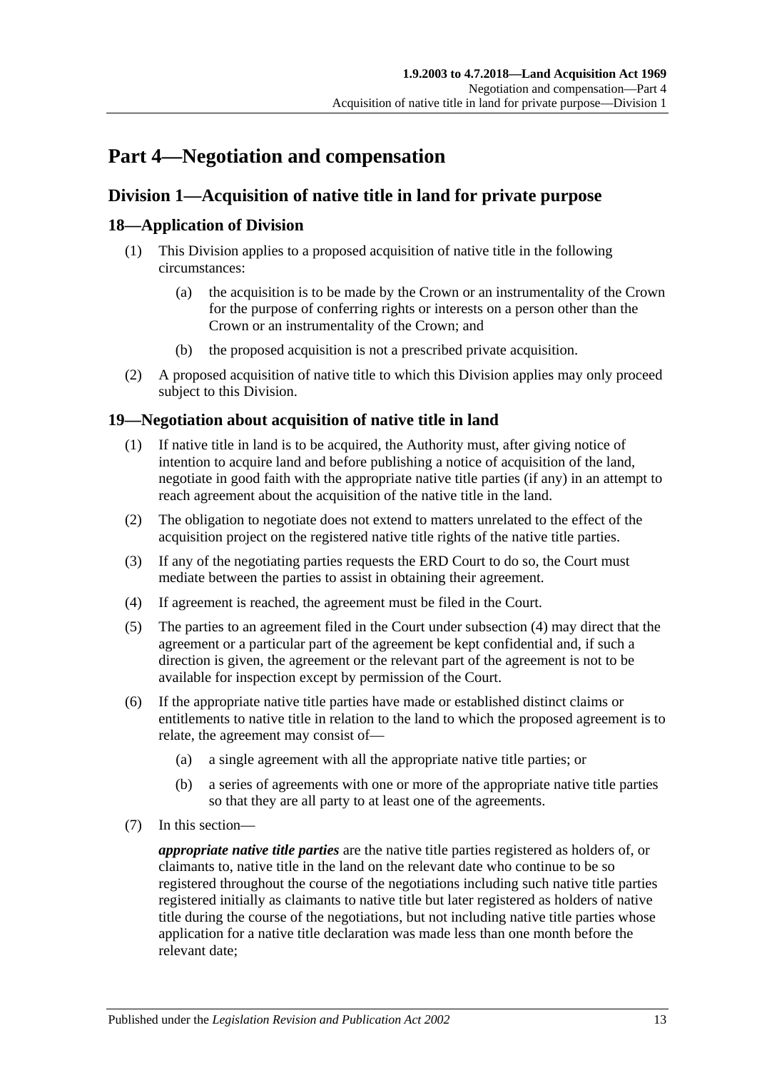# Part 4—Negotiation and compensation

## Division 1—Acquisition of native title in land for private purpose

### 18—Application of Division

(1) This Division applies to a proposed acquisition of native title in the following circumstances:

(a) the acquisition is to be made by the Crown or an instrumentality of the Crown for the purpose of conferring rights or interests on a person other than the Crown or an instrumentality of the Crown; and

(b) the proposed acquisition is not a prescribed private acquisition.

(2) A proposed acquisition of native title to which this Division applies may only proceed subject to this Division.

### 19—Negotiation about acquisition of native title in land

(1) If native title in land is to be acquired, the Authority must, after giving notice of intention to acquire land and before publishing a notice of acquisition of the land, negotiate in good faith with the appropriate native title parties (if any) in an attempt to reach agreement about the acquisition of the native title in the land.

(2) The obligation to negotiate does not extend to matters unrelated to the effect of the acquisition project on the registered native title rights of the native title parties.

(3) If any of the negotiating parties requests the ERD Court to do so, the Court must mediate between the parties to assist in obtaining their agreement.

(4) If agreement is reached, the agreement must be filed in the Court.

(5) The parties to an agreement filed in the Court under subsection (4) may direct that the agreement or a particular part of the agreement be kept confidential and, if such a direction is given, the agreement or the relevant part of the agreement is not to be available for inspection except by permission of the Court.

(6) If the appropriate native title parties have made or established distinct claims or entitlements to native title in relation to the land to which the proposed agreement is to relate, the agreement may consist of—

(a) a single agreement with all the appropriate native title parties; or

(b) a series of agreements with one or more of the appropriate native title parties so that they are all party to at least one of the agreements.

(7) In this section—

***appropriate native title parties*** are the native title parties registered as holders of, or claimants to, native title in the land on the relevant date who continue to be so registered throughout the course of the negotiations including such native title parties registered initially as claimants to native title but later registered as holders of native title during the course of the negotiations, but not including native title parties whose application for a native title declaration was made less than one month before the relevant date;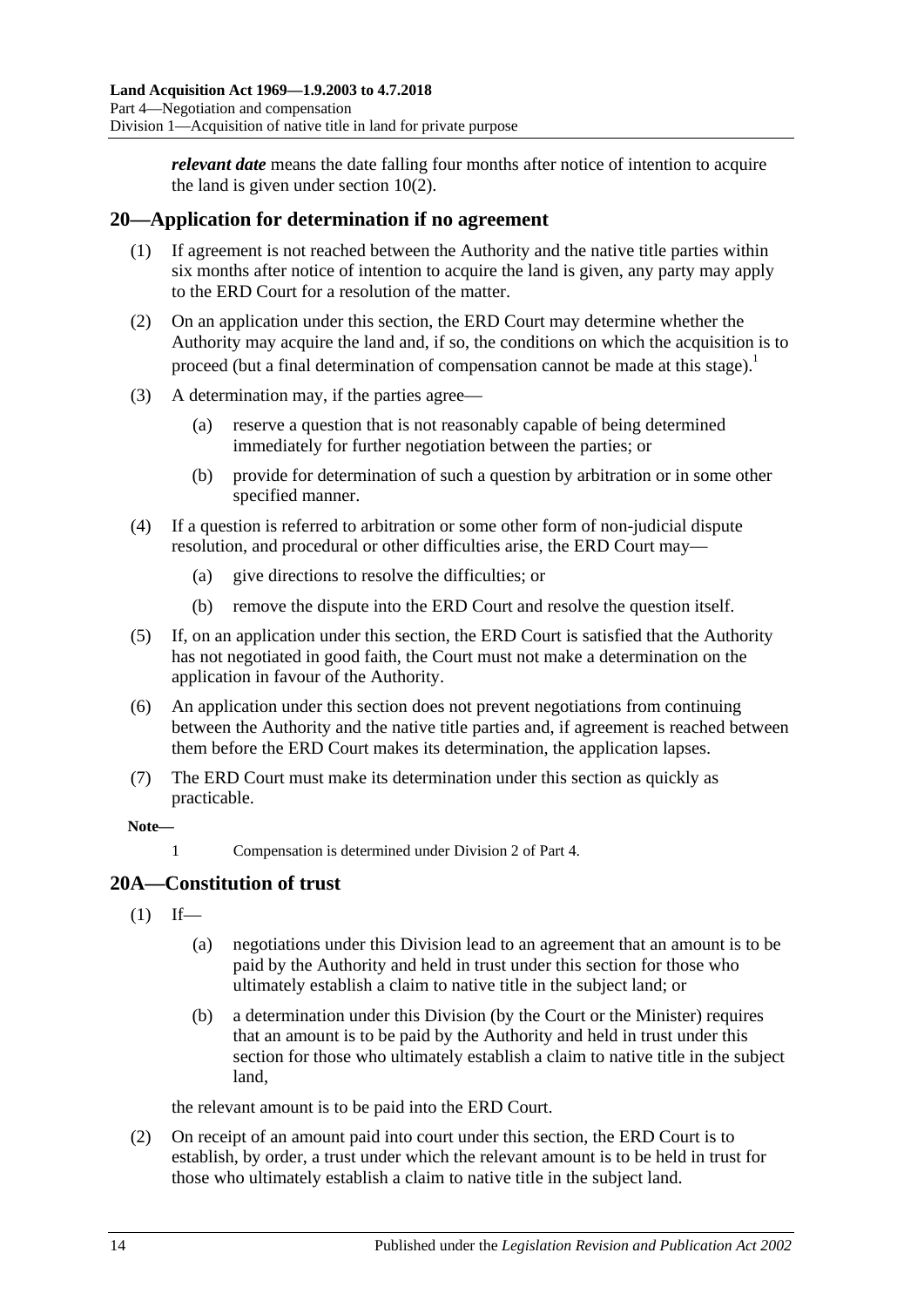***relevant date*** means the date falling four months after notice of intention to acquire the land is given under section 10(2).

## 20—Application for determination if no agreement

(1) If agreement is not reached between the Authority and the native title parties within six months after notice of intention to acquire the land is given, any party may apply to the ERD Court for a resolution of the matter.

(2) On an application under this section, the ERD Court may determine whether the Authority may acquire the land and, if so, the conditions on which the acquisition is to proceed (but a final determination of compensation cannot be made at this stage).[1]

(3) A determination may, if the parties agree—

- (a) reserve a question that is not reasonably capable of being determined immediately for further negotiation between the parties; or
- (b) provide for determination of such a question by arbitration or in some other specified manner.

(4) If a question is referred to arbitration or some other form of non-judicial dispute resolution, and procedural or other difficulties arise, the ERD Court may—

- (a) give directions to resolve the difficulties; or
- (b) remove the dispute into the ERD Court and resolve the question itself.

(5) If, on an application under this section, the ERD Court is satisfied that the Authority has not negotiated in good faith, the Court must not make a determination on the application in favour of the Authority.

(6) An application under this section does not prevent negotiations from continuing between the Authority and the native title parties and, if agreement is reached between them before the ERD Court makes its determination, the application lapses.

(7) The ERD Court must make its determination under this section as quickly as practicable.

**Note—**

1 Compensation is determined under Division 2 of Part 4.

## 20A—Constitution of trust

(1) If—

- (a) negotiations under this Division lead to an agreement that an amount is to be paid by the Authority and held in trust under this section for those who ultimately establish a claim to native title in the subject land; or
- (b) a determination under this Division (by the Court or the Minister) requires that an amount is to be paid by the Authority and held in trust under this section for those who ultimately establish a claim to native title in the subject land,

the relevant amount is to be paid into the ERD Court.

(2) On receipt of an amount paid into court under this section, the ERD Court is to establish, by order, a trust under which the relevant amount is to be held in trust for those who ultimately establish a claim to native title in the subject land.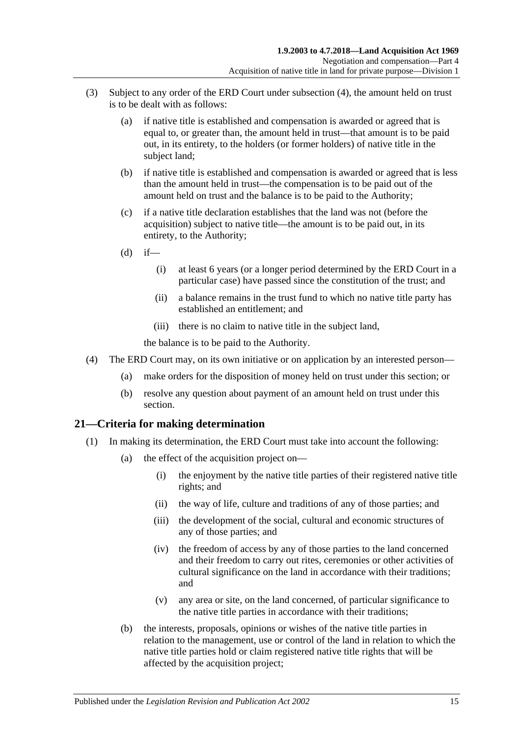(3) Subject to any order of the ERD Court under subsection (4), the amount held on trust is to be dealt with as follows:

(a) if native title is established and compensation is awarded or agreed that is equal to, or greater than, the amount held in trust—that amount is to be paid out, in its entirety, to the holders (or former holders) of native title in the subject land;

(b) if native title is established and compensation is awarded or agreed that is less than the amount held in trust—the compensation is to be paid out of the amount held on trust and the balance is to be paid to the Authority;

(c) if a native title declaration establishes that the land was not (before the acquisition) subject to native title—the amount is to be paid out, in its entirety, to the Authority;

(d) if—

(i) at least 6 years (or a longer period determined by the ERD Court in a particular case) have passed since the constitution of the trust; and

(ii) a balance remains in the trust fund to which no native title party has established an entitlement; and

(iii) there is no claim to native title in the subject land,

the balance is to be paid to the Authority.

(4) The ERD Court may, on its own initiative or on application by an interested person—

(a) make orders for the disposition of money held on trust under this section; or

(b) resolve any question about payment of an amount held on trust under this section.

## 21—Criteria for making determination

(1) In making its determination, the ERD Court must take into account the following:

(a) the effect of the acquisition project on—

(i) the enjoyment by the native title parties of their registered native title rights; and

(ii) the way of life, culture and traditions of any of those parties; and

(iii) the development of the social, cultural and economic structures of any of those parties; and

(iv) the freedom of access by any of those parties to the land concerned and their freedom to carry out rites, ceremonies or other activities of cultural significance on the land in accordance with their traditions; and

(v) any area or site, on the land concerned, of particular significance to the native title parties in accordance with their traditions;

(b) the interests, proposals, opinions or wishes of the native title parties in relation to the management, use or control of the land in relation to which the native title parties hold or claim registered native title rights that will be affected by the acquisition project;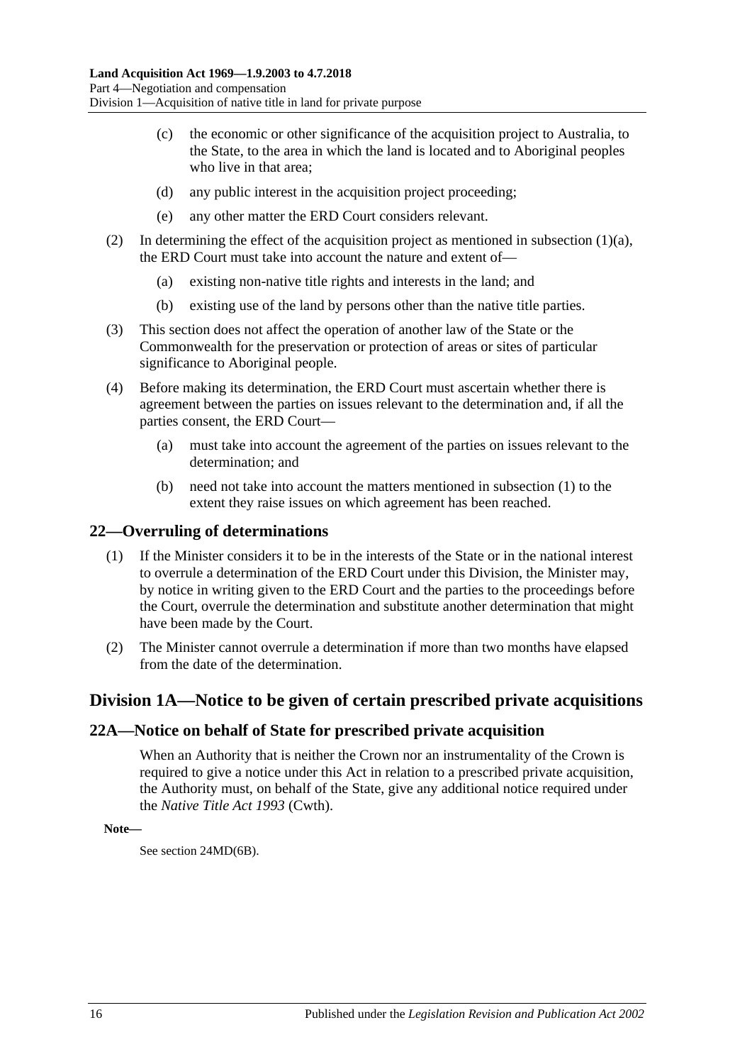- (c) the economic or other significance of the acquisition project to Australia, to the State, to the area in which the land is located and to Aboriginal peoples who live in that area;
- (d) any public interest in the acquisition project proceeding;
- (e) any other matter the ERD Court considers relevant.

(2) In determining the effect of the acquisition project as mentioned in subsection (1)(a), the ERD Court must take into account the nature and extent of—

- (a) existing non-native title rights and interests in the land; and
- (b) existing use of the land by persons other than the native title parties.

(3) This section does not affect the operation of another law of the State or the Commonwealth for the preservation or protection of areas or sites of particular significance to Aboriginal people.

(4) Before making its determination, the ERD Court must ascertain whether there is agreement between the parties on issues relevant to the determination and, if all the parties consent, the ERD Court—

- (a) must take into account the agreement of the parties on issues relevant to the determination; and
- (b) need not take into account the matters mentioned in subsection (1) to the extent they raise issues on which agreement has been reached.

## 22—Overruling of determinations

(1) If the Minister considers it to be in the interests of the State or in the national interest to overrule a determination of the ERD Court under this Division, the Minister may, by notice in writing given to the ERD Court and the parties to the proceedings before the Court, overrule the determination and substitute another determination that might have been made by the Court.

(2) The Minister cannot overrule a determination if more than two months have elapsed from the date of the determination.

# Division 1A—Notice to be given of certain prescribed private acquisitions

## 22A—Notice on behalf of State for prescribed private acquisition

When an Authority that is neither the Crown nor an instrumentality of the Crown is required to give a notice under this Act in relation to a prescribed private acquisition, the Authority must, on behalf of the State, give any additional notice required under the *Native Title Act 1993* (Cwth).

**Note—**

See section 24MD(6B).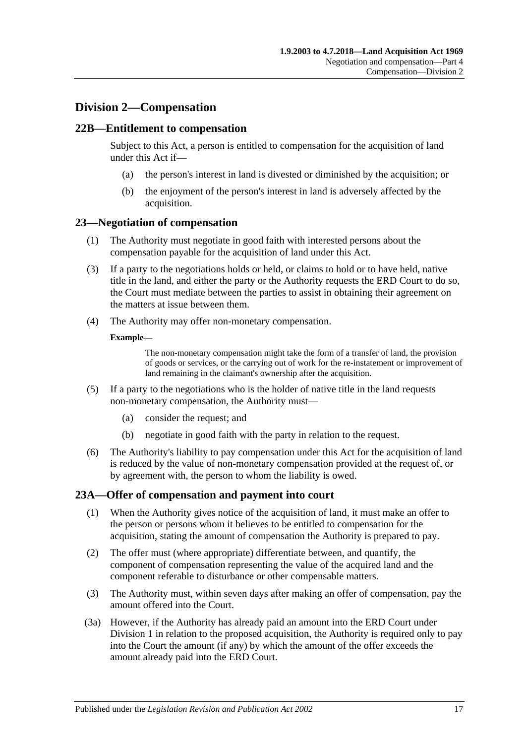## Division 2—Compensation

### 22B—Entitlement to compensation

Subject to this Act, a person is entitled to compensation for the acquisition of land under this Act if—

(a) the person's interest in land is divested or diminished by the acquisition; or

(b) the enjoyment of the person's interest in land is adversely affected by the acquisition.

### 23—Negotiation of compensation

(1) The Authority must negotiate in good faith with interested persons about the compensation payable for the acquisition of land under this Act.

(3) If a party to the negotiations holds or held, or claims to hold or to have held, native title in the land, and either the party or the Authority requests the ERD Court to do so, the Court must mediate between the parties to assist in obtaining their agreement on the matters at issue between them.

(4) The Authority may offer non-monetary compensation.

**Example—**

The non-monetary compensation might take the form of a transfer of land, the provision of goods or services, or the carrying out of work for the re-instatement or improvement of land remaining in the claimant's ownership after the acquisition.

(5) If a party to the negotiations who is the holder of native title in the land requests non-monetary compensation, the Authority must—

(a) consider the request; and

(b) negotiate in good faith with the party in relation to the request.

(6) The Authority's liability to pay compensation under this Act for the acquisition of land is reduced by the value of non-monetary compensation provided at the request of, or by agreement with, the person to whom the liability is owed.

### 23A—Offer of compensation and payment into court

(1) When the Authority gives notice of the acquisition of land, it must make an offer to the person or persons whom it believes to be entitled to compensation for the acquisition, stating the amount of compensation the Authority is prepared to pay.

(2) The offer must (where appropriate) differentiate between, and quantify, the component of compensation representing the value of the acquired land and the component referable to disturbance or other compensable matters.

(3) The Authority must, within seven days after making an offer of compensation, pay the amount offered into the Court.

(3a) However, if the Authority has already paid an amount into the ERD Court under Division 1 in relation to the proposed acquisition, the Authority is required only to pay into the Court the amount (if any) by which the amount of the offer exceeds the amount already paid into the ERD Court.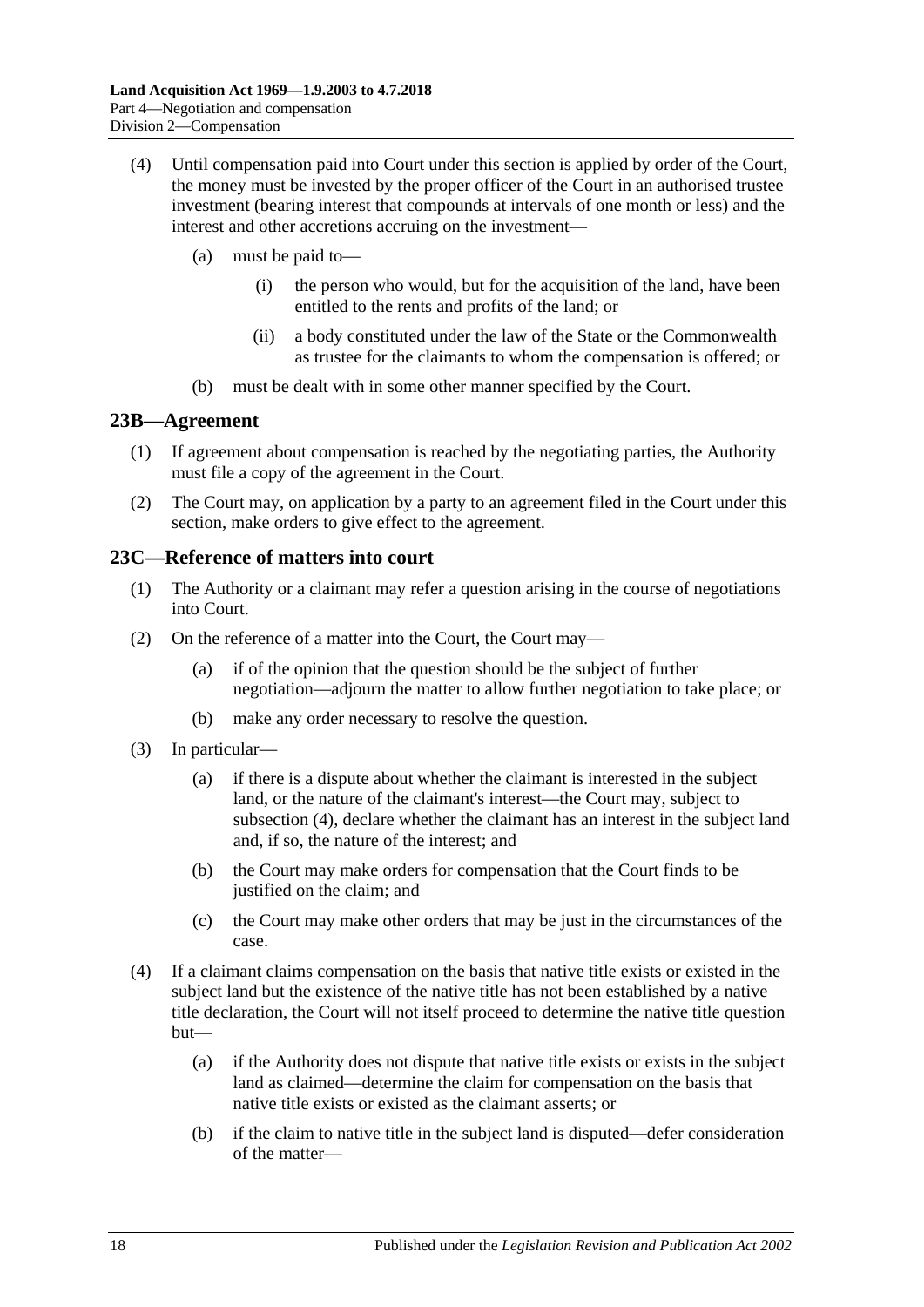(4) Until compensation paid into Court under this section is applied by order of the Court, the money must be invested by the proper officer of the Court in an authorised trustee investment (bearing interest that compounds at intervals of one month or less) and the interest and other accretions accruing on the investment—

(a) must be paid to—

(i) the person who would, but for the acquisition of the land, have been entitled to the rents and profits of the land; or

(ii) a body constituted under the law of the State or the Commonwealth as trustee for the claimants to whom the compensation is offered; or

(b) must be dealt with in some other manner specified by the Court.

## 23B—Agreement

(1) If agreement about compensation is reached by the negotiating parties, the Authority must file a copy of the agreement in the Court.

(2) The Court may, on application by a party to an agreement filed in the Court under this section, make orders to give effect to the agreement.

## 23C—Reference of matters into court

(1) The Authority or a claimant may refer a question arising in the course of negotiations into Court.

(2) On the reference of a matter into the Court, the Court may—

(a) if of the opinion that the question should be the subject of further negotiation—adjourn the matter to allow further negotiation to take place; or

(b) make any order necessary to resolve the question.

(3) In particular—

(a) if there is a dispute about whether the claimant is interested in the subject land, or the nature of the claimant's interest—the Court may, subject to subsection (4), declare whether the claimant has an interest in the subject land and, if so, the nature of the interest; and

(b) the Court may make orders for compensation that the Court finds to be justified on the claim; and

(c) the Court may make other orders that may be just in the circumstances of the case.

(4) If a claimant claims compensation on the basis that native title exists or existed in the subject land but the existence of the native title has not been established by a native title declaration, the Court will not itself proceed to determine the native title question but—

(a) if the Authority does not dispute that native title exists or exists in the subject land as claimed—determine the claim for compensation on the basis that native title exists or existed as the claimant asserts; or

(b) if the claim to native title in the subject land is disputed—defer consideration of the matter—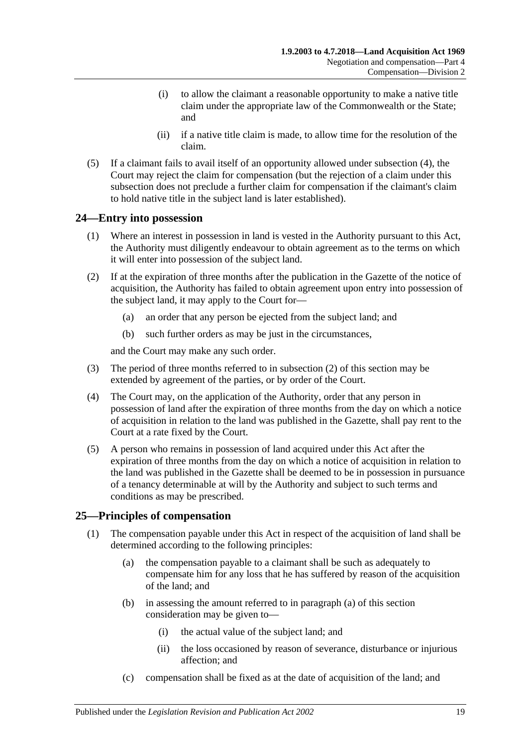(i) to allow the claimant a reasonable opportunity to make a native title claim under the appropriate law of the Commonwealth or the State; and

(ii) if a native title claim is made, to allow time for the resolution of the claim.

(5) If a claimant fails to avail itself of an opportunity allowed under subsection (4), the Court may reject the claim for compensation (but the rejection of a claim under this subsection does not preclude a further claim for compensation if the claimant's claim to hold native title in the subject land is later established).

## 24—Entry into possession

(1) Where an interest in possession in land is vested in the Authority pursuant to this Act, the Authority must diligently endeavour to obtain agreement as to the terms on which it will enter into possession of the subject land.

(2) If at the expiration of three months after the publication in the Gazette of the notice of acquisition, the Authority has failed to obtain agreement upon entry into possession of the subject land, it may apply to the Court for—

(a) an order that any person be ejected from the subject land; and

(b) such further orders as may be just in the circumstances,

and the Court may make any such order.

(3) The period of three months referred to in subsection (2) of this section may be extended by agreement of the parties, or by order of the Court.

(4) The Court may, on the application of the Authority, order that any person in possession of land after the expiration of three months from the day on which a notice of acquisition in relation to the land was published in the Gazette, shall pay rent to the Court at a rate fixed by the Court.

(5) A person who remains in possession of land acquired under this Act after the expiration of three months from the day on which a notice of acquisition in relation to the land was published in the Gazette shall be deemed to be in possession in pursuance of a tenancy determinable at will by the Authority and subject to such terms and conditions as may be prescribed.

## 25—Principles of compensation

(1) The compensation payable under this Act in respect of the acquisition of land shall be determined according to the following principles:

(a) the compensation payable to a claimant shall be such as adequately to compensate him for any loss that he has suffered by reason of the acquisition of the land; and

(b) in assessing the amount referred to in paragraph (a) of this section consideration may be given to—

(i) the actual value of the subject land; and

(ii) the loss occasioned by reason of severance, disturbance or injurious affection; and

(c) compensation shall be fixed as at the date of acquisition of the land; and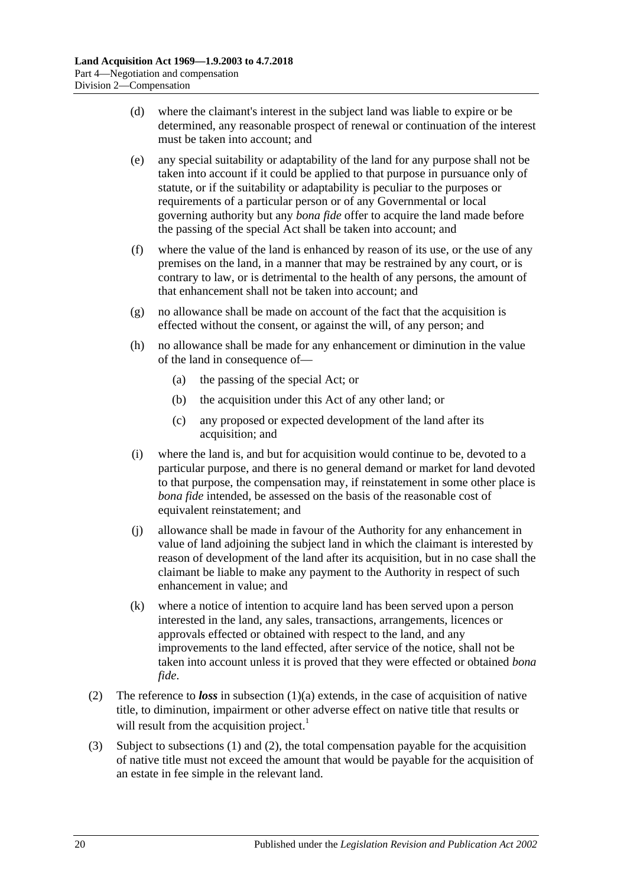(d) where the claimant's interest in the subject land was liable to expire or be determined, any reasonable prospect of renewal or continuation of the interest must be taken into account; and

(e) any special suitability or adaptability of the land for any purpose shall not be taken into account if it could be applied to that purpose in pursuance only of statute, or if the suitability or adaptability is peculiar to the purposes or requirements of a particular person or of any Governmental or local governing authority but any *bona fide* offer to acquire the land made before the passing of the special Act shall be taken into account; and

(f) where the value of the land is enhanced by reason of its use, or the use of any premises on the land, in a manner that may be restrained by any court, or is contrary to law, or is detrimental to the health of any persons, the amount of that enhancement shall not be taken into account; and

(g) no allowance shall be made on account of the fact that the acquisition is effected without the consent, or against the will, of any person; and

(h) no allowance shall be made for any enhancement or diminution in the value of the land in consequence of—

  (a) the passing of the special Act; or

  (b) the acquisition under this Act of any other land; or

  (c) any proposed or expected development of the land after its acquisition; and

(i) where the land is, and but for acquisition would continue to be, devoted to a particular purpose, and there is no general demand or market for land devoted to that purpose, the compensation may, if reinstatement in some other place is *bona fide* intended, be assessed on the basis of the reasonable cost of equivalent reinstatement; and

(j) allowance shall be made in favour of the Authority for any enhancement in value of land adjoining the subject land in which the claimant is interested by reason of development of the land after its acquisition, but in no case shall the claimant be liable to make any payment to the Authority in respect of such enhancement in value; and

(k) where a notice of intention to acquire land has been served upon a person interested in the land, any sales, transactions, arrangements, licences or approvals effected or obtained with respect to the land, and any improvements to the land effected, after service of the notice, shall not be taken into account unless it is proved that they were effected or obtained *bona fide*.

(2) The reference to ***loss*** in subsection (1)(a) extends, in the case of acquisition of native title, to diminution, impairment or other adverse effect on native title that results or will result from the acquisition project.[1]

(3) Subject to subsections (1) and (2), the total compensation payable for the acquisition of native title must not exceed the amount that would be payable for the acquisition of an estate in fee simple in the relevant land.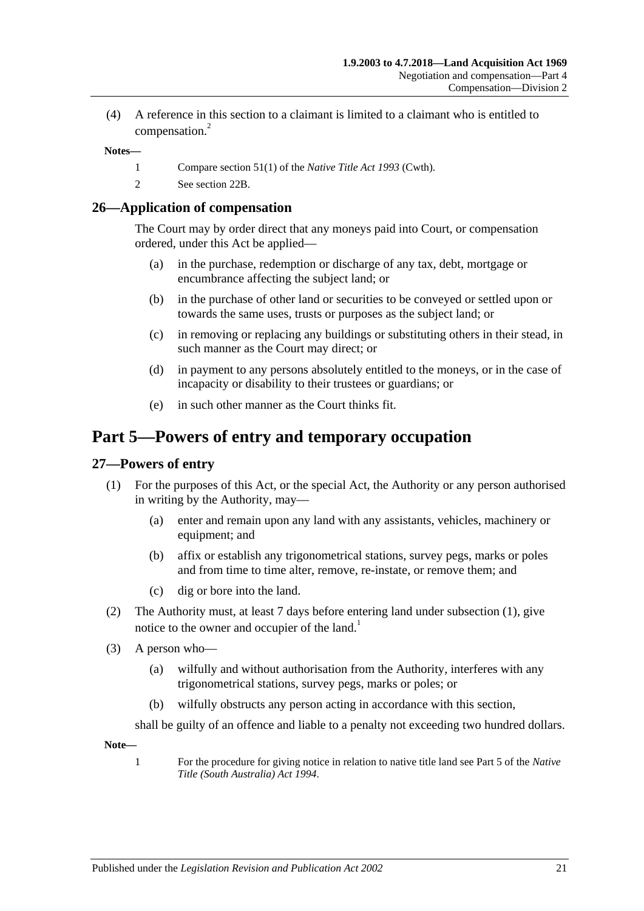(4) A reference in this section to a claimant is limited to a claimant who is entitled to compensation.[2]

**Notes—**

1 Compare section 51(1) of the *Native Title Act 1993* (Cwth).

2 See section 22B.

## 26—Application of compensation

The Court may by order direct that any moneys paid into Court, or compensation ordered, under this Act be applied—

(a) in the purchase, redemption or discharge of any tax, debt, mortgage or encumbrance affecting the subject land; or

(b) in the purchase of other land or securities to be conveyed or settled upon or towards the same uses, trusts or purposes as the subject land; or

(c) in removing or replacing any buildings or substituting others in their stead, in such manner as the Court may direct; or

(d) in payment to any persons absolutely entitled to the moneys, or in the case of incapacity or disability to their trustees or guardians; or

(e) in such other manner as the Court thinks fit.

# Part 5—Powers of entry and temporary occupation

## 27—Powers of entry

(1) For the purposes of this Act, or the special Act, the Authority or any person authorised in writing by the Authority, may—

(a) enter and remain upon any land with any assistants, vehicles, machinery or equipment; and

(b) affix or establish any trigonometrical stations, survey pegs, marks or poles and from time to time alter, remove, re-instate, or remove them; and

(c) dig or bore into the land.

(2) The Authority must, at least 7 days before entering land under subsection (1), give notice to the owner and occupier of the land.[1]

(3) A person who—

(a) wilfully and without authorisation from the Authority, interferes with any trigonometrical stations, survey pegs, marks or poles; or

(b) wilfully obstructs any person acting in accordance with this section,

shall be guilty of an offence and liable to a penalty not exceeding two hundred dollars.

**Note—**

1 For the procedure for giving notice in relation to native title land see Part 5 of the *Native Title (South Australia) Act 1994*.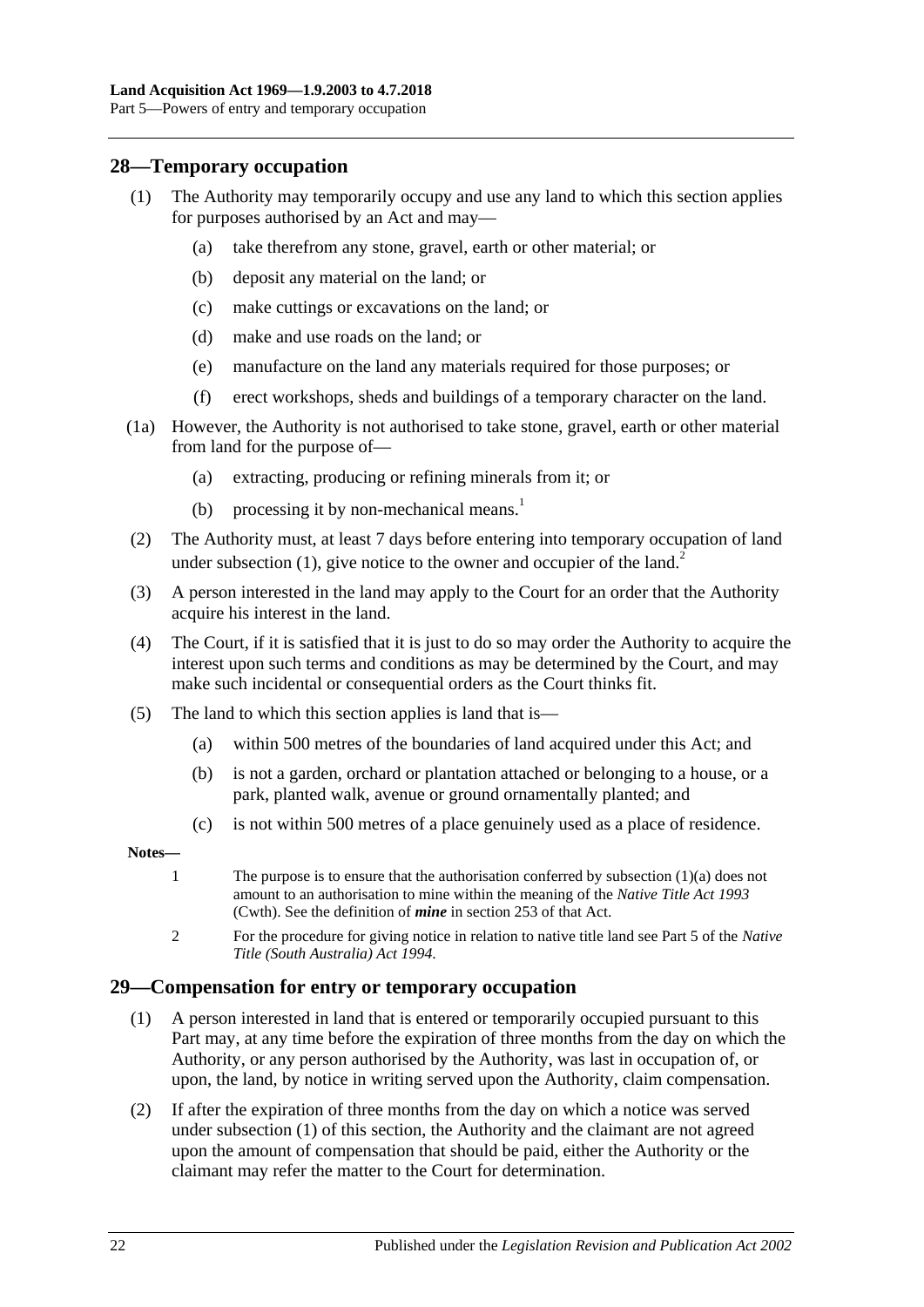## 28—Temporary occupation

(1) The Authority may temporarily occupy and use any land to which this section applies for purposes authorised by an Act and may—

(a) take therefrom any stone, gravel, earth or other material; or

(b) deposit any material on the land; or

(c) make cuttings or excavations on the land; or

(d) make and use roads on the land; or

(e) manufacture on the land any materials required for those purposes; or

(f) erect workshops, sheds and buildings of a temporary character on the land.

(1a) However, the Authority is not authorised to take stone, gravel, earth or other material from land for the purpose of—

(a) extracting, producing or refining minerals from it; or

(b) processing it by non-mechanical means.[1]

(2) The Authority must, at least 7 days before entering into temporary occupation of land under subsection (1), give notice to the owner and occupier of the land.[2]

(3) A person interested in the land may apply to the Court for an order that the Authority acquire his interest in the land.

(4) The Court, if it is satisfied that it is just to do so may order the Authority to acquire the interest upon such terms and conditions as may be determined by the Court, and may make such incidental or consequential orders as the Court thinks fit.

(5) The land to which this section applies is land that is—

(a) within 500 metres of the boundaries of land acquired under this Act; and

(b) is not a garden, orchard or plantation attached or belonging to a house, or a park, planted walk, avenue or ground ornamentally planted; and

(c) is not within 500 metres of a place genuinely used as a place of residence.

**Notes—**

1 The purpose is to ensure that the authorisation conferred by subsection (1)(a) does not amount to an authorisation to mine within the meaning of the *Native Title Act 1993* (Cwth). See the definition of ***mine*** in section 253 of that Act.

2 For the procedure for giving notice in relation to native title land see Part 5 of the *Native Title (South Australia) Act 1994*.

## 29—Compensation for entry or temporary occupation

(1) A person interested in land that is entered or temporarily occupied pursuant to this Part may, at any time before the expiration of three months from the day on which the Authority, or any person authorised by the Authority, was last in occupation of, or upon, the land, by notice in writing served upon the Authority, claim compensation.

(2) If after the expiration of three months from the day on which a notice was served under subsection (1) of this section, the Authority and the claimant are not agreed upon the amount of compensation that should be paid, either the Authority or the claimant may refer the matter to the Court for determination.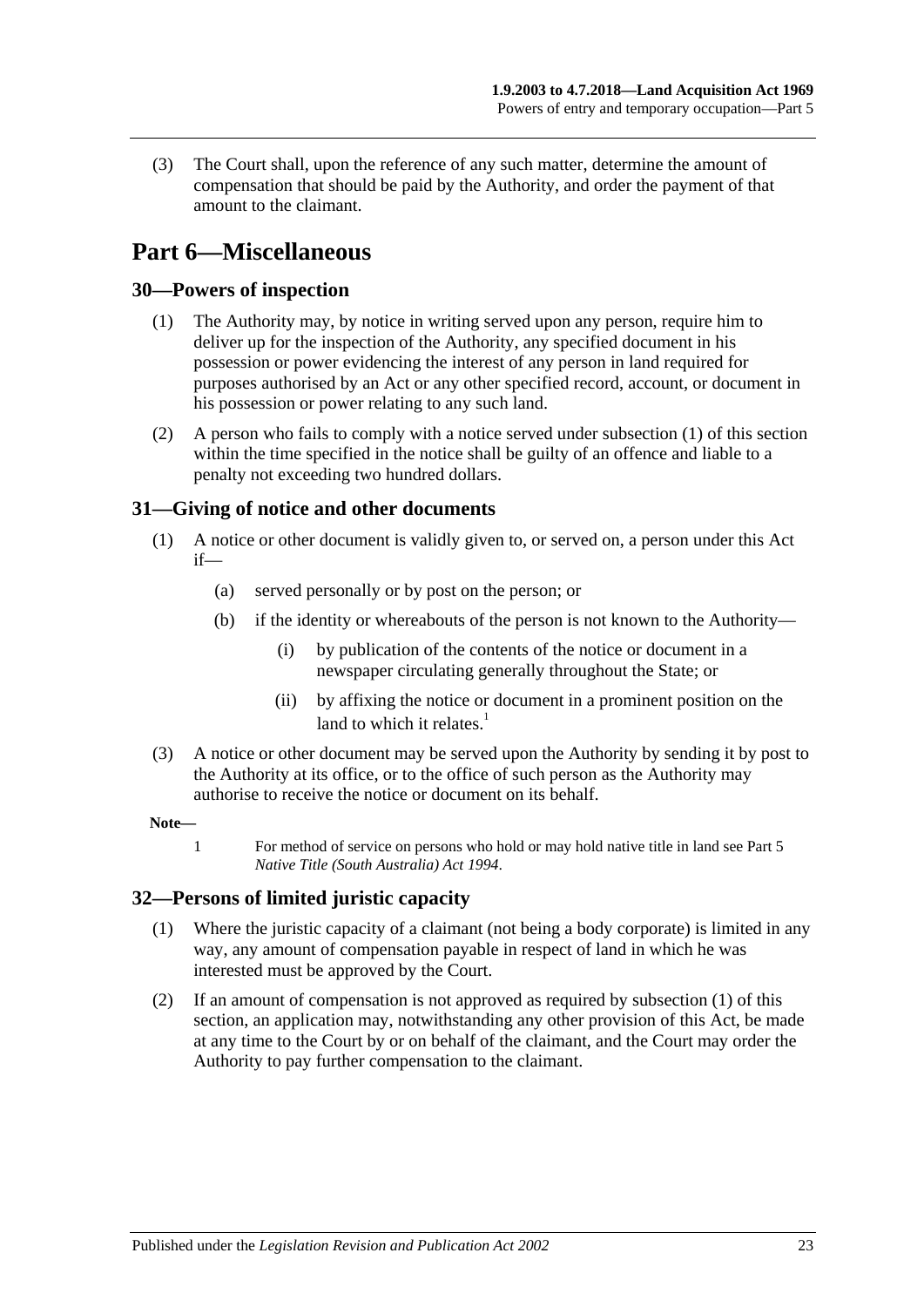(3) The Court shall, upon the reference of any such matter, determine the amount of compensation that should be paid by the Authority, and order the payment of that amount to the claimant.

# Part 6—Miscellaneous

## 30—Powers of inspection

(1) The Authority may, by notice in writing served upon any person, require him to deliver up for the inspection of the Authority, any specified document in his possession or power evidencing the interest of any person in land required for purposes authorised by an Act or any other specified record, account, or document in his possession or power relating to any such land.

(2) A person who fails to comply with a notice served under subsection (1) of this section within the time specified in the notice shall be guilty of an offence and liable to a penalty not exceeding two hundred dollars.

## 31—Giving of notice and other documents

(1) A notice or other document is validly given to, or served on, a person under this Act if—

(a) served personally or by post on the person; or

(b) if the identity or whereabouts of the person is not known to the Authority—

(i) by publication of the contents of the notice or document in a newspaper circulating generally throughout the State; or

(ii) by affixing the notice or document in a prominent position on the land to which it relates.[1]

(3) A notice or other document may be served upon the Authority by sending it by post to the Authority at its office, or to the office of such person as the Authority may authorise to receive the notice or document on its behalf.

**Note—**

1 For method of service on persons who hold or may hold native title in land see Part 5 *Native Title (South Australia) Act 1994*.

## 32—Persons of limited juristic capacity

(1) Where the juristic capacity of a claimant (not being a body corporate) is limited in any way, any amount of compensation payable in respect of land in which he was interested must be approved by the Court.

(2) If an amount of compensation is not approved as required by subsection (1) of this section, an application may, notwithstanding any other provision of this Act, be made at any time to the Court by or on behalf of the claimant, and the Court may order the Authority to pay further compensation to the claimant.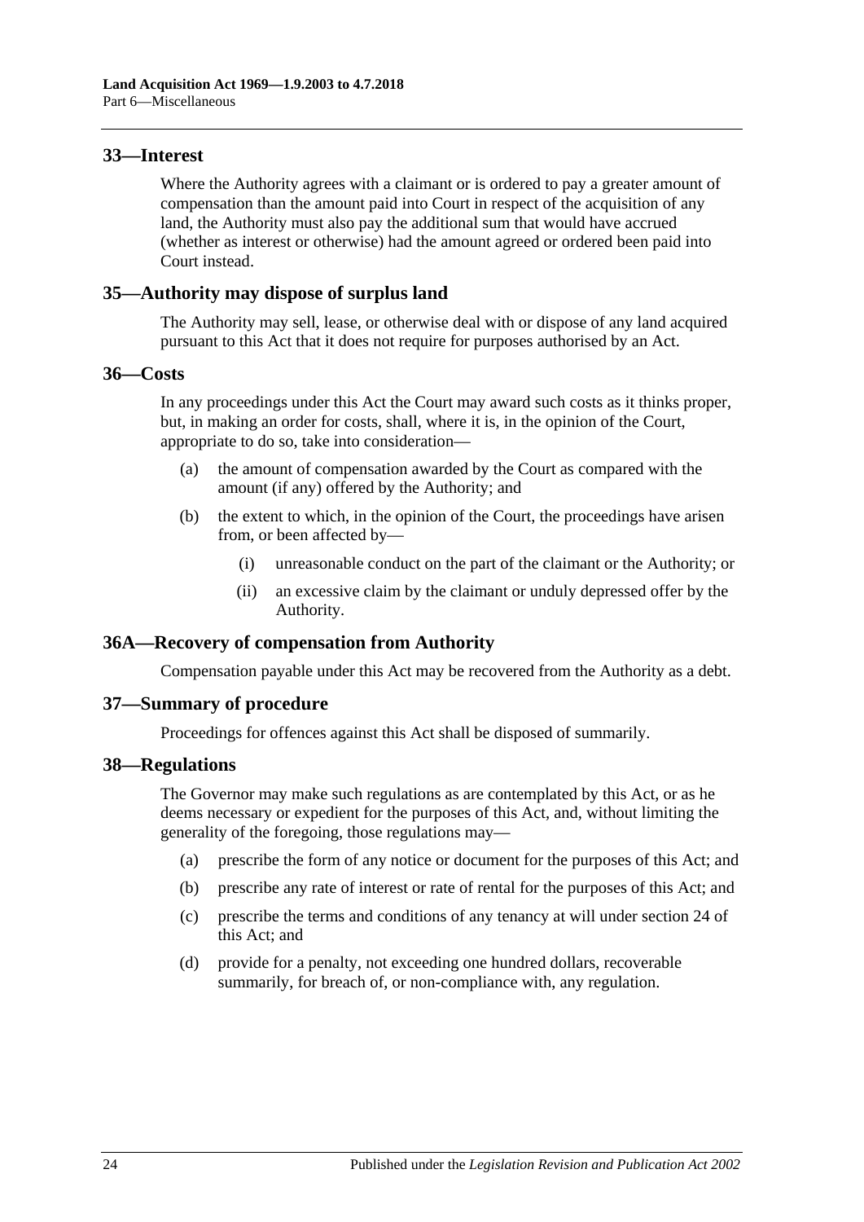## 33—Interest

Where the Authority agrees with a claimant or is ordered to pay a greater amount of compensation than the amount paid into Court in respect of the acquisition of any land, the Authority must also pay the additional sum that would have accrued (whether as interest or otherwise) had the amount agreed or ordered been paid into Court instead.

## 35—Authority may dispose of surplus land

The Authority may sell, lease, or otherwise deal with or dispose of any land acquired pursuant to this Act that it does not require for purposes authorised by an Act.

## 36—Costs

In any proceedings under this Act the Court may award such costs as it thinks proper, but, in making an order for costs, shall, where it is, in the opinion of the Court, appropriate to do so, take into consideration—

(a) the amount of compensation awarded by the Court as compared with the amount (if any) offered by the Authority; and

(b) the extent to which, in the opinion of the Court, the proceedings have arisen from, or been affected by—

(i) unreasonable conduct on the part of the claimant or the Authority; or

(ii) an excessive claim by the claimant or unduly depressed offer by the Authority.

## 36A—Recovery of compensation from Authority

Compensation payable under this Act may be recovered from the Authority as a debt.

## 37—Summary of procedure

Proceedings for offences against this Act shall be disposed of summarily.

## 38—Regulations

The Governor may make such regulations as are contemplated by this Act, or as he deems necessary or expedient for the purposes of this Act, and, without limiting the generality of the foregoing, those regulations may—

(a) prescribe the form of any notice or document for the purposes of this Act; and

(b) prescribe any rate of interest or rate of rental for the purposes of this Act; and

(c) prescribe the terms and conditions of any tenancy at will under section 24 of this Act; and

(d) provide for a penalty, not exceeding one hundred dollars, recoverable summarily, for breach of, or non-compliance with, any regulation.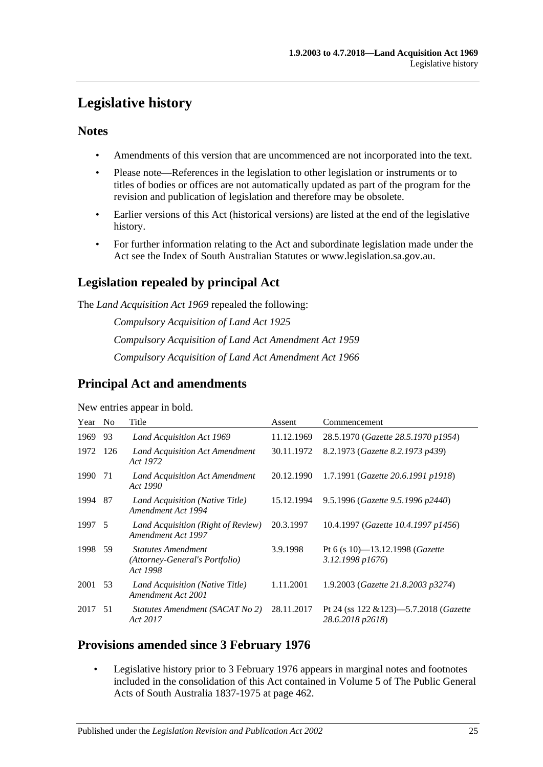# Legislative history

## Notes

- Amendments of this version that are uncommenced are not incorporated into the text.
- Please note—References in the legislation to other legislation or instruments or to titles of bodies or offices are not automatically updated as part of the program for the revision and publication of legislation and therefore may be obsolete.
- Earlier versions of this Act (historical versions) are listed at the end of the legislative history.
- For further information relating to the Act and subordinate legislation made under the Act see the Index of South Australian Statutes or www.legislation.sa.gov.au.

## Legislation repealed by principal Act

The *Land Acquisition Act 1969* repealed the following:

*Compulsory Acquisition of Land Act 1925*

*Compulsory Acquisition of Land Act Amendment Act 1959*

*Compulsory Acquisition of Land Act Amendment Act 1966*

## Principal Act and amendments

New entries appear in bold.

| Year | No | Title | Assent | Commencement |
|---|---|---|---|---|
| 1969 | 93 | *Land Acquisition Act 1969* | 11.12.1969 | 28.5.1970 (*Gazette 28.5.1970 p1954*) |
| 1972 | 126 | *Land Acquisition Act Amendment Act 1972* | 30.11.1972 | 8.2.1973 (*Gazette 8.2.1973 p439*) |
| 1990 | 71 | *Land Acquisition Act Amendment Act 1990* | 20.12.1990 | 1.7.1991 (*Gazette 20.6.1991 p1918*) |
| 1994 | 87 | *Land Acquisition (Native Title) Amendment Act 1994* | 15.12.1994 | 9.5.1996 (*Gazette 9.5.1996 p2440*) |
| 1997 | 5 | *Land Acquisition (Right of Review) Amendment Act 1997* | 20.3.1997 | 10.4.1997 (*Gazette 10.4.1997 p1456*) |
| 1998 | 59 | *Statutes Amendment (Attorney-General's Portfolio) Act 1998* | 3.9.1998 | Pt 6 (s 10)—13.12.1998 (*Gazette 3.12.1998 p1676*) |
| 2001 | 53 | *Land Acquisition (Native Title) Amendment Act 2001* | 1.11.2001 | 1.9.2003 (*Gazette 21.8.2003 p3274*) |
| 2017 | 51 | *Statutes Amendment (SACAT No 2) Act 2017* | 28.11.2017 | Pt 24 (ss 122 &123)—5.7.2018 (*Gazette 28.6.2018 p2618*) |

## Provisions amended since 3 February 1976

- Legislative history prior to 3 February 1976 appears in marginal notes and footnotes included in the consolidation of this Act contained in Volume 5 of The Public General Acts of South Australia 1837-1975 at page 462.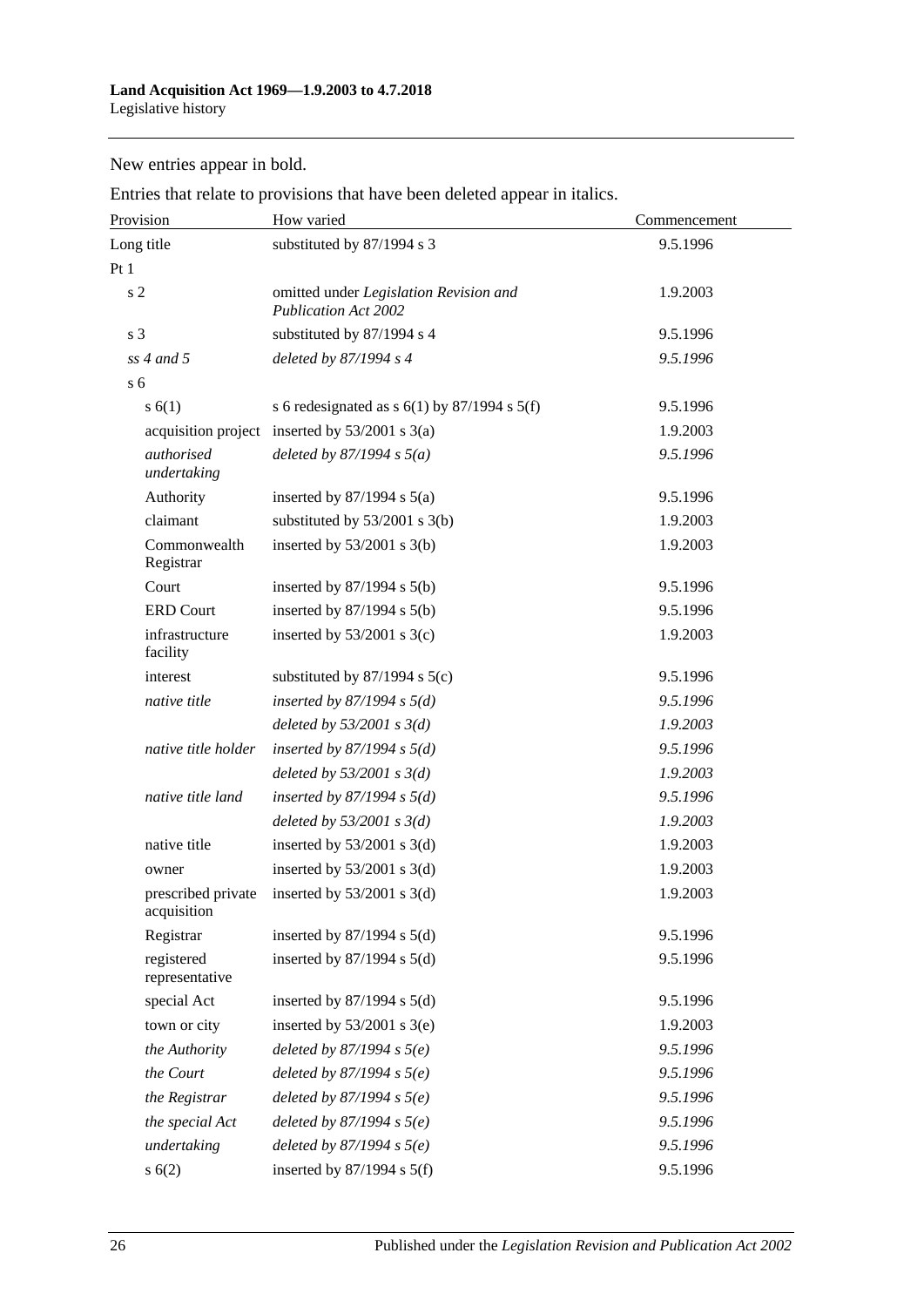New entries appear in bold.

Entries that relate to provisions that have been deleted appear in italics.

| Provision | How varied | Commencement |
|---|---|---|
| Long title | substituted by 87/1994 s 3 | 9.5.1996 |
| Pt 1 | | |
| s 2 | omitted under *Legislation Revision and Publication Act 2002* | 1.9.2003 |
| s 3 | substituted by 87/1994 s 4 | 9.5.1996 |
| *ss 4 and 5* | *deleted by 87/1994 s 4* | *9.5.1996* |
| s 6 | | |
| s 6(1) | s 6 redesignated as s 6(1) by 87/1994 s 5(f) | 9.5.1996 |
| acquisition project | inserted by 53/2001 s 3(a) | 1.9.2003 |
| *authorised undertaking* | *deleted by 87/1994 s 5(a)* | *9.5.1996* |
| Authority | inserted by 87/1994 s 5(a) | 9.5.1996 |
| claimant | substituted by 53/2001 s 3(b) | 1.9.2003 |
| Commonwealth Registrar | inserted by 53/2001 s 3(b) | 1.9.2003 |
| Court | inserted by 87/1994 s 5(b) | 9.5.1996 |
| ERD Court | inserted by 87/1994 s 5(b) | 9.5.1996 |
| infrastructure facility | inserted by 53/2001 s 3(c) | 1.9.2003 |
| interest | substituted by 87/1994 s 5(c) | 9.5.1996 |
| *native title* | *inserted by 87/1994 s 5(d)* | *9.5.1996* |
| | *deleted by 53/2001 s 3(d)* | *1.9.2003* |
| *native title holder* | *inserted by 87/1994 s 5(d)* | *9.5.1996* |
| | *deleted by 53/2001 s 3(d)* | *1.9.2003* |
| *native title land* | *inserted by 87/1994 s 5(d)* | *9.5.1996* |
| | *deleted by 53/2001 s 3(d)* | *1.9.2003* |
| native title | inserted by 53/2001 s 3(d) | 1.9.2003 |
| owner | inserted by 53/2001 s 3(d) | 1.9.2003 |
| prescribed private acquisition | inserted by 53/2001 s 3(d) | 1.9.2003 |
| Registrar | inserted by 87/1994 s 5(d) | 9.5.1996 |
| registered representative | inserted by 87/1994 s 5(d) | 9.5.1996 |
| special Act | inserted by 87/1994 s 5(d) | 9.5.1996 |
| town or city | inserted by 53/2001 s 3(e) | 1.9.2003 |
| *the Authority* | *deleted by 87/1994 s 5(e)* | *9.5.1996* |
| *the Court* | *deleted by 87/1994 s 5(e)* | *9.5.1996* |
| *the Registrar* | *deleted by 87/1994 s 5(e)* | *9.5.1996* |
| *the special Act* | *deleted by 87/1994 s 5(e)* | *9.5.1996* |
| *undertaking* | *deleted by 87/1994 s 5(e)* | *9.5.1996* |
| s 6(2) | inserted by 87/1994 s 5(f) | 9.5.1996 |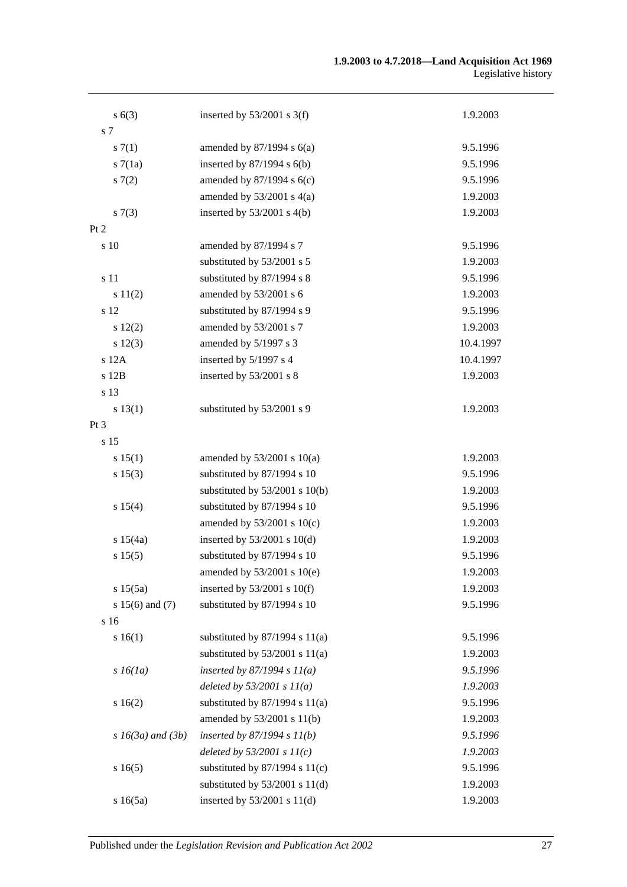| | | |
|---|---|---|
| s 6(3) | inserted by 53/2001 s 3(f) | 1.9.2003 |
| s 7 | | |
| s 7(1) | amended by 87/1994 s 6(a) | 9.5.1996 |
| s 7(1a) | inserted by 87/1994 s 6(b) | 9.5.1996 |
| s 7(2) | amended by 87/1994 s 6(c) | 9.5.1996 |
| | amended by 53/2001 s 4(a) | 1.9.2003 |
| s 7(3) | inserted by 53/2001 s 4(b) | 1.9.2003 |
| Pt 2 | | |
| s 10 | amended by 87/1994 s 7 | 9.5.1996 |
| | substituted by 53/2001 s 5 | 1.9.2003 |
| s 11 | substituted by 87/1994 s 8 | 9.5.1996 |
| s 11(2) | amended by 53/2001 s 6 | 1.9.2003 |
| s 12 | substituted by 87/1994 s 9 | 9.5.1996 |
| s 12(2) | amended by 53/2001 s 7 | 1.9.2003 |
| s 12(3) | amended by 5/1997 s 3 | 10.4.1997 |
| s 12A | inserted by 5/1997 s 4 | 10.4.1997 |
| s 12B | inserted by 53/2001 s 8 | 1.9.2003 |
| s 13 | | |
| s 13(1) | substituted by 53/2001 s 9 | 1.9.2003 |
| Pt 3 | | |
| s 15 | | |
| s 15(1) | amended by 53/2001 s 10(a) | 1.9.2003 |
| s 15(3) | substituted by 87/1994 s 10 | 9.5.1996 |
| | substituted by 53/2001 s 10(b) | 1.9.2003 |
| s 15(4) | substituted by 87/1994 s 10 | 9.5.1996 |
| | amended by 53/2001 s 10(c) | 1.9.2003 |
| s 15(4a) | inserted by 53/2001 s 10(d) | 1.9.2003 |
| s 15(5) | substituted by 87/1994 s 10 | 9.5.1996 |
| | amended by 53/2001 s 10(e) | 1.9.2003 |
| s 15(5a) | inserted by 53/2001 s 10(f) | 1.9.2003 |
| s 15(6) and (7) | substituted by 87/1994 s 10 | 9.5.1996 |
| s 16 | | |
| s 16(1) | substituted by 87/1994 s 11(a) | 9.5.1996 |
| | substituted by 53/2001 s 11(a) | 1.9.2003 |
| *s 16(1a)* | *inserted by 87/1994 s 11(a)* | *9.5.1996* |
| | *deleted by 53/2001 s 11(a)* | *1.9.2003* |
| s 16(2) | substituted by 87/1994 s 11(a) | 9.5.1996 |
| | amended by 53/2001 s 11(b) | 1.9.2003 |
| *s 16(3a) and (3b)* | *inserted by 87/1994 s 11(b)* | *9.5.1996* |
| | *deleted by 53/2001 s 11(c)* | *1.9.2003* |
| s 16(5) | substituted by 87/1994 s 11(c) | 9.5.1996 |
| | substituted by 53/2001 s 11(d) | 1.9.2003 |
| s 16(5a) | inserted by 53/2001 s 11(d) | 1.9.2003 |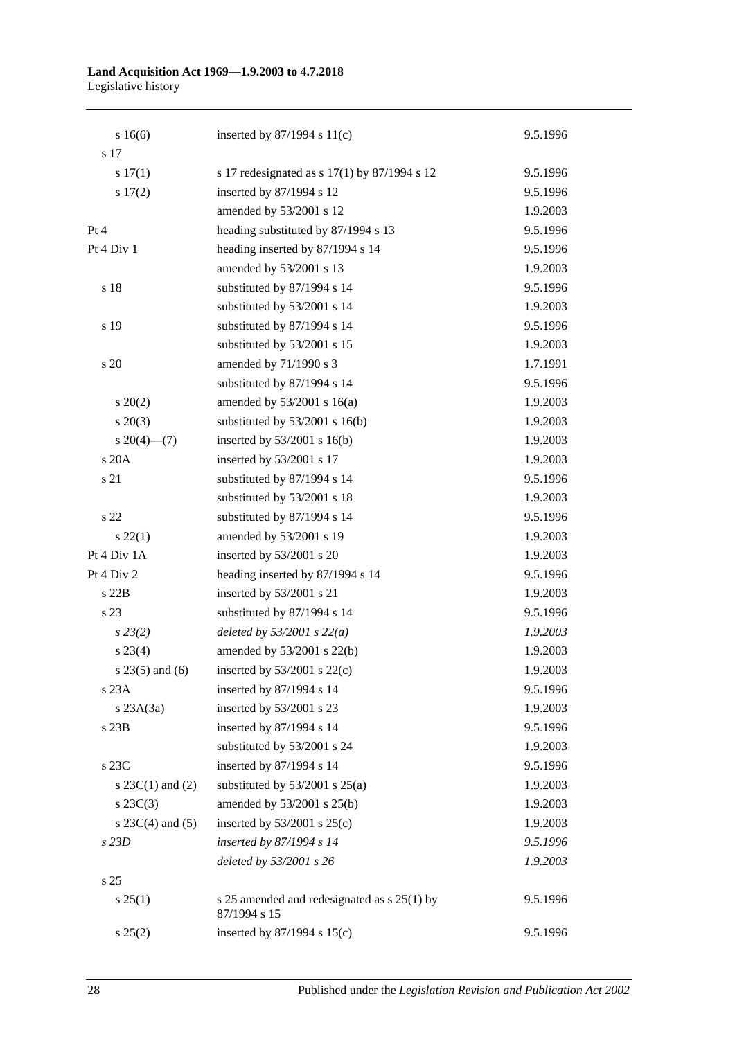| | | |
|---|---|---|
| s 16(6) | inserted by 87/1994 s 11(c) | 9.5.1996 |
| s 17 | | |
| s 17(1) | s 17 redesignated as s 17(1) by 87/1994 s 12 | 9.5.1996 |
| s 17(2) | inserted by 87/1994 s 12 | 9.5.1996 |
| | amended by 53/2001 s 12 | 1.9.2003 |
| Pt 4 | heading substituted by 87/1994 s 13 | 9.5.1996 |
| Pt 4 Div 1 | heading inserted by 87/1994 s 14 | 9.5.1996 |
| | amended by 53/2001 s 13 | 1.9.2003 |
| s 18 | substituted by 87/1994 s 14 | 9.5.1996 |
| | substituted by 53/2001 s 14 | 1.9.2003 |
| s 19 | substituted by 87/1994 s 14 | 9.5.1996 |
| | substituted by 53/2001 s 15 | 1.9.2003 |
| s 20 | amended by 71/1990 s 3 | 1.7.1991 |
| | substituted by 87/1994 s 14 | 9.5.1996 |
| s 20(2) | amended by 53/2001 s 16(a) | 1.9.2003 |
| s 20(3) | substituted by 53/2001 s 16(b) | 1.9.2003 |
| s 20(4)—(7) | inserted by 53/2001 s 16(b) | 1.9.2003 |
| s 20A | inserted by 53/2001 s 17 | 1.9.2003 |
| s 21 | substituted by 87/1994 s 14 | 9.5.1996 |
| | substituted by 53/2001 s 18 | 1.9.2003 |
| s 22 | substituted by 87/1994 s 14 | 9.5.1996 |
| s 22(1) | amended by 53/2001 s 19 | 1.9.2003 |
| Pt 4 Div 1A | inserted by 53/2001 s 20 | 1.9.2003 |
| Pt 4 Div 2 | heading inserted by 87/1994 s 14 | 9.5.1996 |
| s 22B | inserted by 53/2001 s 21 | 1.9.2003 |
| s 23 | substituted by 87/1994 s 14 | 9.5.1996 |
| *s 23(2)* | *deleted by 53/2001 s 22(a)* | *1.9.2003* |
| s 23(4) | amended by 53/2001 s 22(b) | 1.9.2003 |
| s 23(5) and (6) | inserted by 53/2001 s 22(c) | 1.9.2003 |
| s 23A | inserted by 87/1994 s 14 | 9.5.1996 |
| s 23A(3a) | inserted by 53/2001 s 23 | 1.9.2003 |
| s 23B | inserted by 87/1994 s 14 | 9.5.1996 |
| | substituted by 53/2001 s 24 | 1.9.2003 |
| s 23C | inserted by 87/1994 s 14 | 9.5.1996 |
| s 23C(1) and (2) | substituted by 53/2001 s 25(a) | 1.9.2003 |
| s 23C(3) | amended by 53/2001 s 25(b) | 1.9.2003 |
| s 23C(4) and (5) | inserted by 53/2001 s 25(c) | 1.9.2003 |
| *s 23D* | *inserted by 87/1994 s 14* | *9.5.1996* |
| | *deleted by 53/2001 s 26* | *1.9.2003* |
| s 25 | | |
| s 25(1) | s 25 amended and redesignated as s 25(1) by 87/1994 s 15 | 9.5.1996 |
| s 25(2) | inserted by 87/1994 s 15(c) | 9.5.1996 |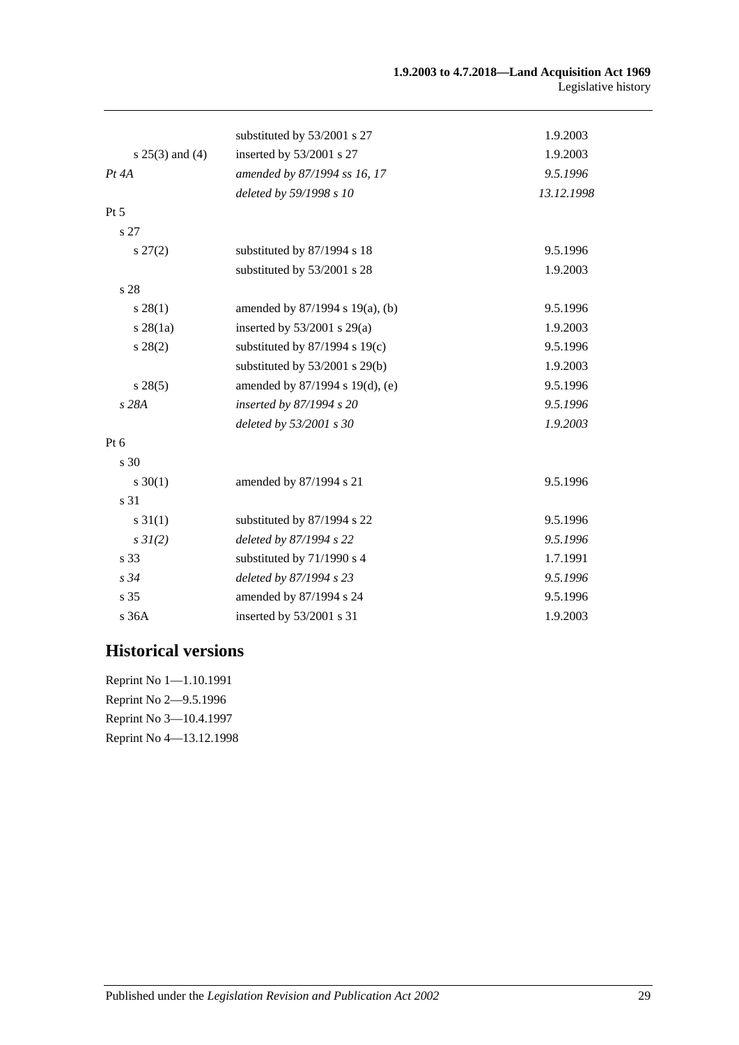| | | |
|---|---|---|
| | substituted by 53/2001 s 27 | 1.9.2003 |
| s 25(3) and (4) | inserted by 53/2001 s 27 | 1.9.2003 |
| *Pt 4A* | *amended by 87/1994 ss 16, 17* | *9.5.1996* |
| | *deleted by 59/1998 s 10* | *13.12.1998* |
| Pt 5 | | |
| s 27 | | |
| s 27(2) | substituted by 87/1994 s 18 | 9.5.1996 |
| | substituted by 53/2001 s 28 | 1.9.2003 |
| s 28 | | |
| s 28(1) | amended by 87/1994 s 19(a), (b) | 9.5.1996 |
| s 28(1a) | inserted by 53/2001 s 29(a) | 1.9.2003 |
| s 28(2) | substituted by 87/1994 s 19(c) | 9.5.1996 |
| | substituted by 53/2001 s 29(b) | 1.9.2003 |
| s 28(5) | amended by 87/1994 s 19(d), (e) | 9.5.1996 |
| *s 28A* | *inserted by 87/1994 s 20* | *9.5.1996* |
| | *deleted by 53/2001 s 30* | *1.9.2003* |
| Pt 6 | | |
| s 30 | | |
| s 30(1) | amended by 87/1994 s 21 | 9.5.1996 |
| s 31 | | |
| s 31(1) | substituted by 87/1994 s 22 | 9.5.1996 |
| *s 31(2)* | *deleted by 87/1994 s 22* | *9.5.1996* |
| s 33 | substituted by 71/1990 s 4 | 1.7.1991 |
| *s 34* | *deleted by 87/1994 s 23* | *9.5.1996* |
| s 35 | amended by 87/1994 s 24 | 9.5.1996 |
| s 36A | inserted by 53/2001 s 31 | 1.9.2003 |

## Historical versions

Reprint No 1—1.10.1991

Reprint No 2—9.5.1996

Reprint No 3—10.4.1997

Reprint No 4—13.12.1998